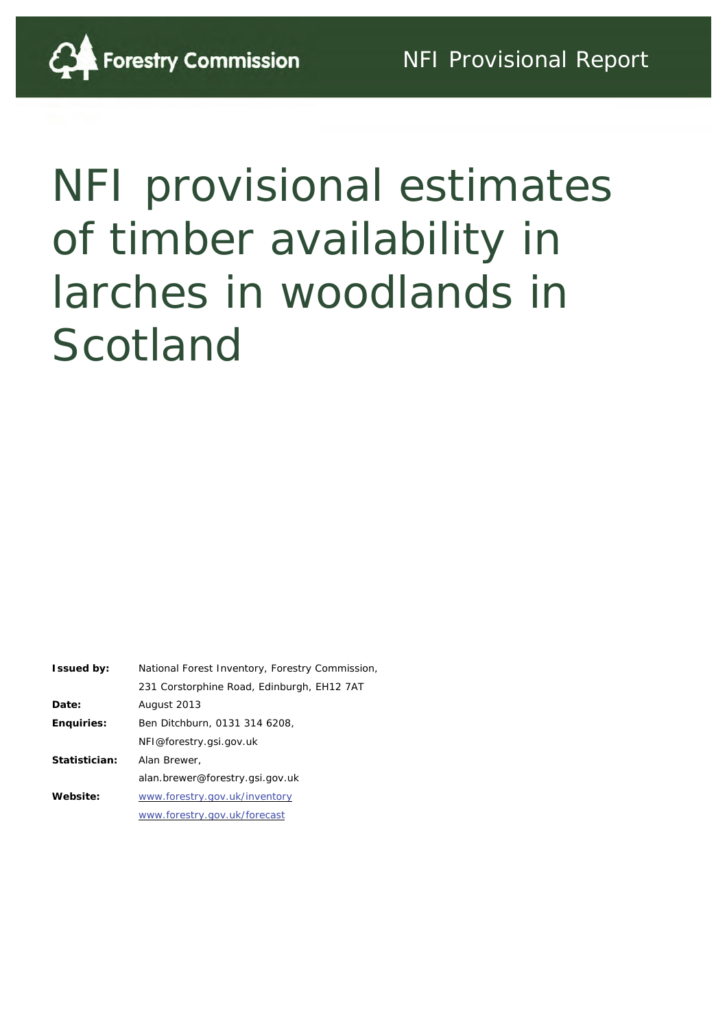Forestry Commission

NFI Provisional Report

# NFI provisional estimates of timber availability in larches in woodlands in Scotland

| | |
|---|---|
| **Issued by:** | National Forest Inventory, Forestry Commission, 231 Corstorphine Road, Edinburgh, EH12 7AT |
| **Date:** | August 2013 |
| **Enquiries:** | Ben Ditchburn, 0131 314 6208, NFI@forestry.gsi.gov.uk |
| **Statistician:** | Alan Brewer, alan.brewer@forestry.gsi.gov.uk |
| **Website:** | www.forestry.gov.uk/inventory www.forestry.gov.uk/forecast |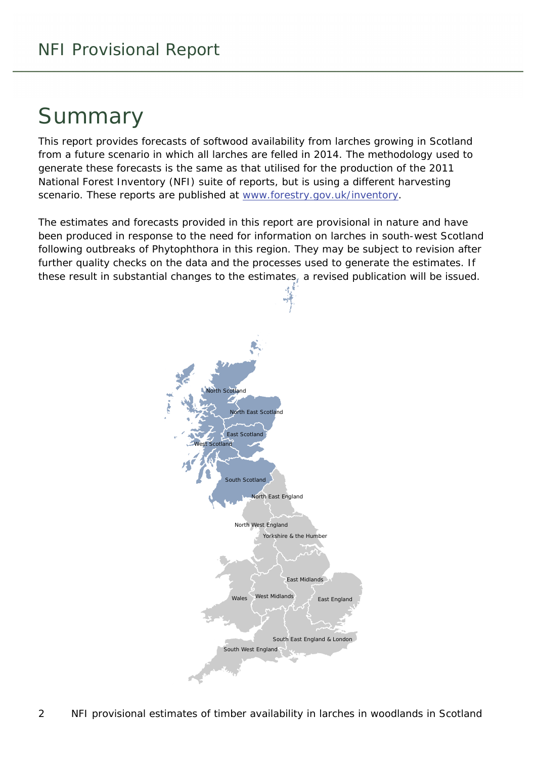# Summary

This report provides forecasts of softwood availability from larches growing in Scotland from a future scenario in which all larches are felled in 2014. The methodology used to generate these forecasts is the same as that utilised for the production of the 2011 National Forest Inventory (NFI) suite of reports, but is using a different harvesting scenario. These reports are published at [www.forestry.gov.uk/inventory](http://www.forestry.gov.uk/inventory).

The estimates and forecasts provided in this report are provisional in nature and have been produced in response to the need for information on larches in south-west Scotland following outbreaks of Phytophthora in this region. They may be subject to revision after further quality checks on the data and the processes used to generate the estimates. If these result in substantial changes to the estimates, a revised publication will be issued.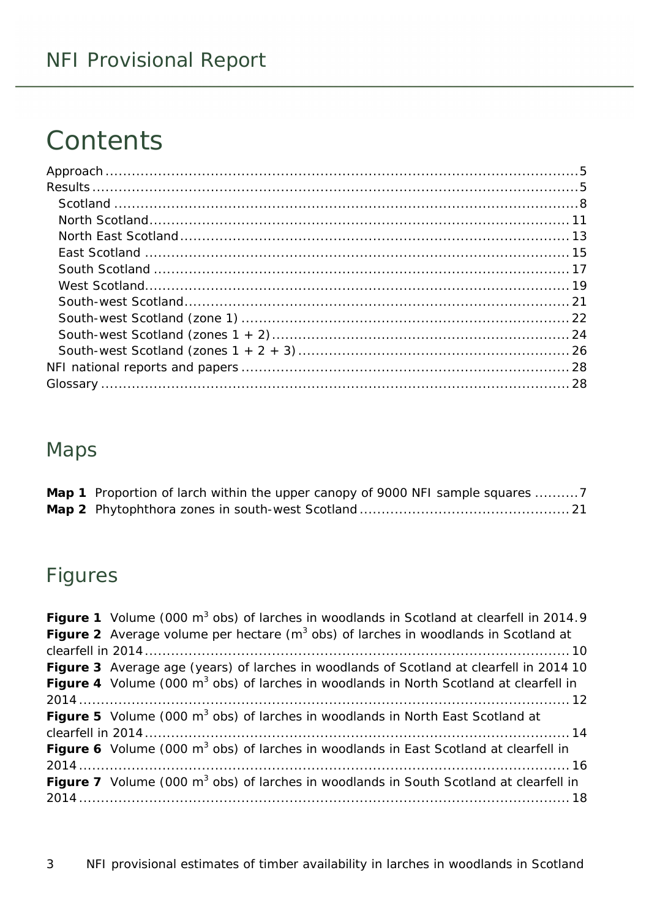# Contents

Approach .......... 5
Results .......... 5
  Scotland .......... 8
  North Scotland .......... 11
  North East Scotland .......... 13
  East Scotland .......... 15
  South Scotland .......... 17
  West Scotland .......... 19
  South-west Scotland .......... 21
  South-west Scotland (zone 1) .......... 22
  South-west Scotland (zones 1 + 2) .......... 24
  South-west Scotland (zones 1 + 2 + 3) .......... 26
NFI national reports and papers .......... 28
Glossary .......... 28

## Maps

**Map 1** Proportion of larch within the upper canopy of 9000 NFI sample squares .......... 7
**Map 2** Phytophthora zones in south-west Scotland .......... 21

## Figures

**Figure 1** Volume (000 $m^3$ obs) of larches in woodlands in Scotland at clearfell in 2014 .......... 9
**Figure 2** Average volume per hectare ($m^3$ obs) of larches in woodlands in Scotland at clearfell in 2014 .......... 10
**Figure 3** Average age (years) of larches in woodlands of Scotland at clearfell in 2014 .......... 10
**Figure 4** Volume (000 $m^3$ obs) of larches in woodlands in North Scotland at clearfell in 2014 .......... 12
**Figure 5** Volume (000 $m^3$ obs) of larches in woodlands in North East Scotland at clearfell in 2014 .......... 14
**Figure 6** Volume (000 $m^3$ obs) of larches in woodlands in East Scotland at clearfell in 2014 .......... 16
**Figure 7** Volume (000 $m^3$ obs) of larches in woodlands in South Scotland at clearfell in 2014 .......... 18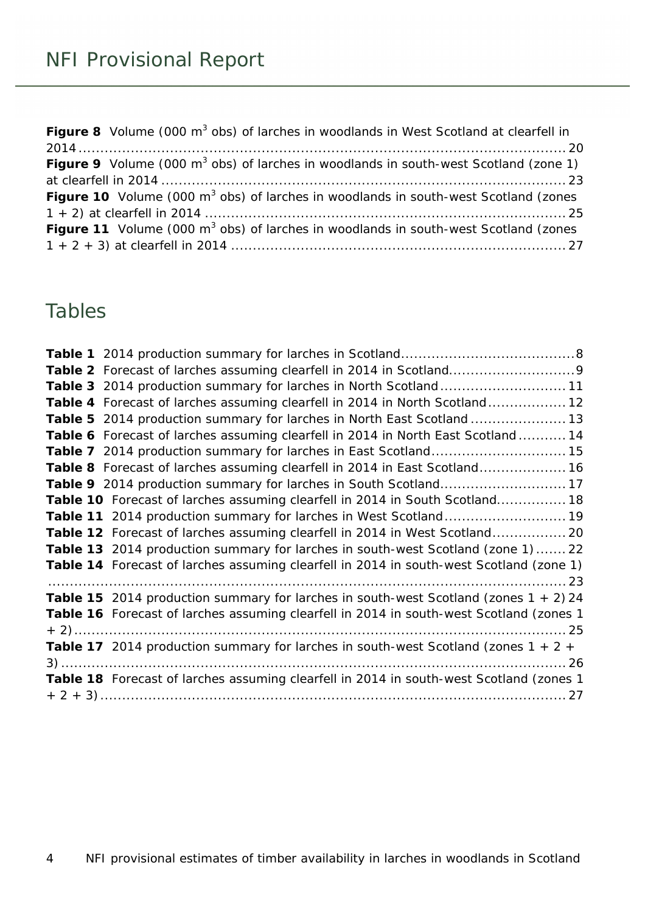**Figure 8** Volume (000 $m^3$ obs) of larches in woodlands in West Scotland at clearfell in 2014 ........ 20

**Figure 9** Volume (000 $m^3$ obs) of larches in woodlands in south-west Scotland (zone 1) at clearfell in 2014 ........ 23

**Figure 10** Volume (000 $m^3$ obs) of larches in woodlands in south-west Scotland (zones 1 + 2) at clearfell in 2014 ........ 25

**Figure 11** Volume (000 $m^3$ obs) of larches in woodlands in south-west Scotland (zones 1 + 2 + 3) at clearfell in 2014 ........ 27

## Tables

**Table 1** 2014 production summary for larches in Scotland ........ 8

**Table 2** Forecast of larches assuming clearfell in 2014 in Scotland ........ 9

**Table 3** 2014 production summary for larches in North Scotland ........ 11

**Table 4** Forecast of larches assuming clearfell in 2014 in North Scotland ........ 12

**Table 5** 2014 production summary for larches in North East Scotland ........ 13

**Table 6** Forecast of larches assuming clearfell in 2014 in North East Scotland ........ 14

**Table 7** 2014 production summary for larches in East Scotland ........ 15

**Table 8** Forecast of larches assuming clearfell in 2014 in East Scotland ........ 16

**Table 9** 2014 production summary for larches in South Scotland ........ 17

**Table 10** Forecast of larches assuming clearfell in 2014 in South Scotland ........ 18

**Table 11** 2014 production summary for larches in West Scotland ........ 19

**Table 12** Forecast of larches assuming clearfell in 2014 in West Scotland ........ 20

**Table 13** 2014 production summary for larches in south-west Scotland (zone 1) ........ 22

**Table 14** Forecast of larches assuming clearfell in 2014 in south-west Scotland (zone 1) ........ 23

**Table 15** 2014 production summary for larches in south-west Scotland (zones 1 + 2) 24

**Table 16** Forecast of larches assuming clearfell in 2014 in south-west Scotland (zones 1 + 2) ........ 25

**Table 17** 2014 production summary for larches in south-west Scotland (zones 1 + 2 + 3) ........ 26

**Table 18** Forecast of larches assuming clearfell in 2014 in south-west Scotland (zones 1 + 2 + 3) ........ 27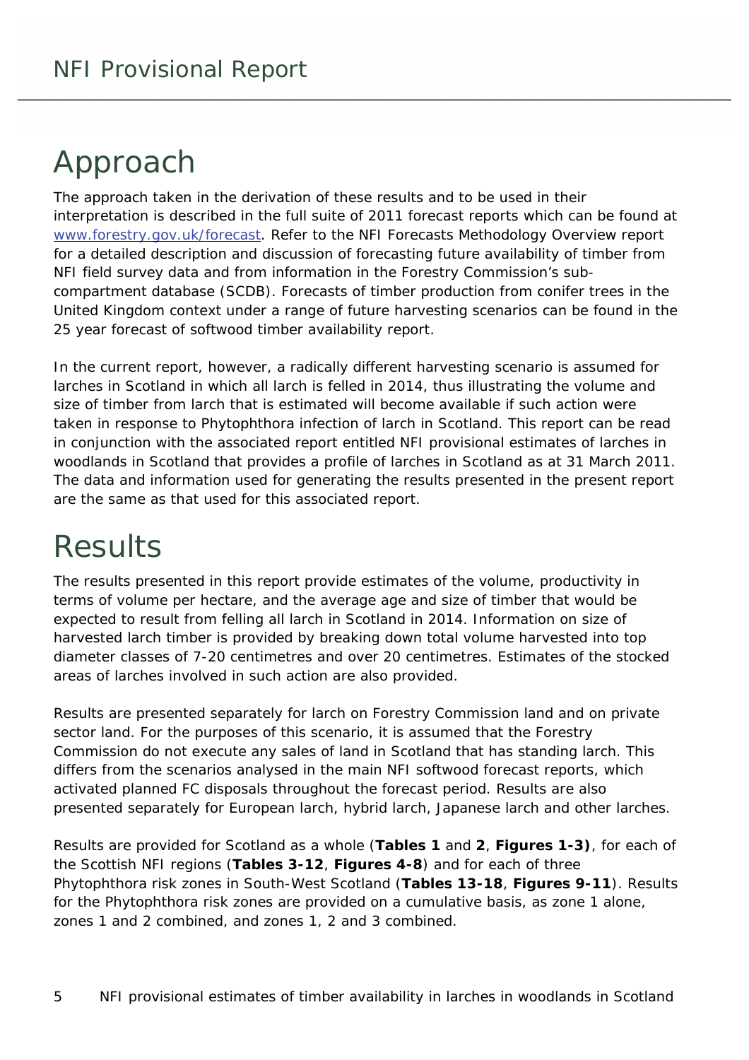# Approach

The approach taken in the derivation of these results and to be used in their interpretation is described in the full suite of 2011 forecast reports which can be found at [www.forestry.gov.uk/forecast](www.forestry.gov.uk/forecast). Refer to the NFI Forecasts Methodology Overview report for a detailed description and discussion of forecasting future availability of timber from NFI field survey data and from information in the Forestry Commission's sub-compartment database (SCDB). Forecasts of timber production from conifer trees in the United Kingdom context under a range of future harvesting scenarios can be found in the 25 year forecast of softwood timber availability report.

In the current report, however, a radically different harvesting scenario is assumed for larches in Scotland in which all larch is felled in 2014, thus illustrating the volume and size of timber from larch that is estimated will become available if such action were taken in response to Phytophthora infection of larch in Scotland. This report can be read in conjunction with the associated report entitled NFI provisional estimates of larches in woodlands in Scotland that provides a profile of larches in Scotland as at 31 March 2011. The data and information used for generating the results presented in the present report are the same as that used for this associated report.

# Results

The results presented in this report provide estimates of the volume, productivity in terms of volume per hectare, and the average age and size of timber that would be expected to result from felling all larch in Scotland in 2014. Information on size of harvested larch timber is provided by breaking down total volume harvested into top diameter classes of 7-20 centimetres and over 20 centimetres. Estimates of the stocked areas of larches involved in such action are also provided.

Results are presented separately for larch on Forestry Commission land and on private sector land. For the purposes of this scenario, it is assumed that the Forestry Commission do not execute any sales of land in Scotland that has standing larch. This differs from the scenarios analysed in the main NFI softwood forecast reports, which activated planned FC disposals throughout the forecast period. Results are also presented separately for European larch, hybrid larch, Japanese larch and other larches.

Results are provided for Scotland as a whole (**Tables 1** and **2**, **Figures 1-3)**, for each of the Scottish NFI regions (**Tables 3-12**, **Figures 4-8**) and for each of three Phytophthora risk zones in South-West Scotland (**Tables 13-18**, **Figures 9-11**). Results for the Phytophthora risk zones are provided on a cumulative basis, as zone 1 alone, zones 1 and 2 combined, and zones 1, 2 and 3 combined.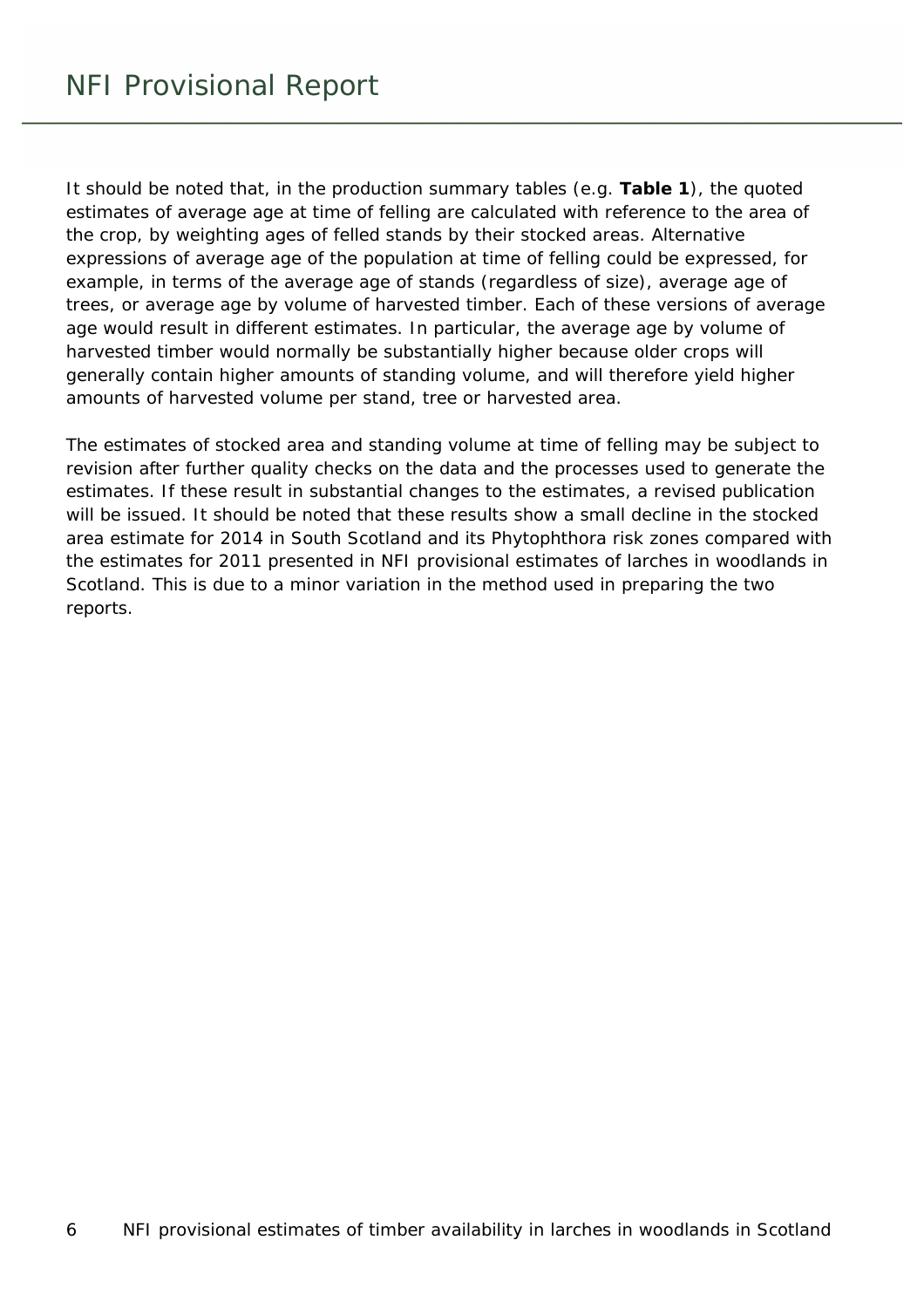It should be noted that, in the production summary tables (e.g. **Table 1**), the quoted estimates of average age at time of felling are calculated with reference to the area of the crop, by weighting ages of felled stands by their stocked areas. Alternative expressions of average age of the population at time of felling could be expressed, for example, in terms of the average age of stands (regardless of size), average age of trees, or average age by volume of harvested timber. Each of these versions of average age would result in different estimates. In particular, the average age by volume of harvested timber would normally be substantially higher because older crops will generally contain higher amounts of standing volume, and will therefore yield higher amounts of harvested volume per stand, tree or harvested area.

The estimates of stocked area and standing volume at time of felling may be subject to revision after further quality checks on the data and the processes used to generate the estimates. If these result in substantial changes to the estimates, a revised publication will be issued. It should be noted that these results show a small decline in the stocked area estimate for 2014 in South Scotland and its Phytophthora risk zones compared with the estimates for 2011 presented in NFI provisional estimates of larches in woodlands in Scotland. This is due to a minor variation in the method used in preparing the two reports.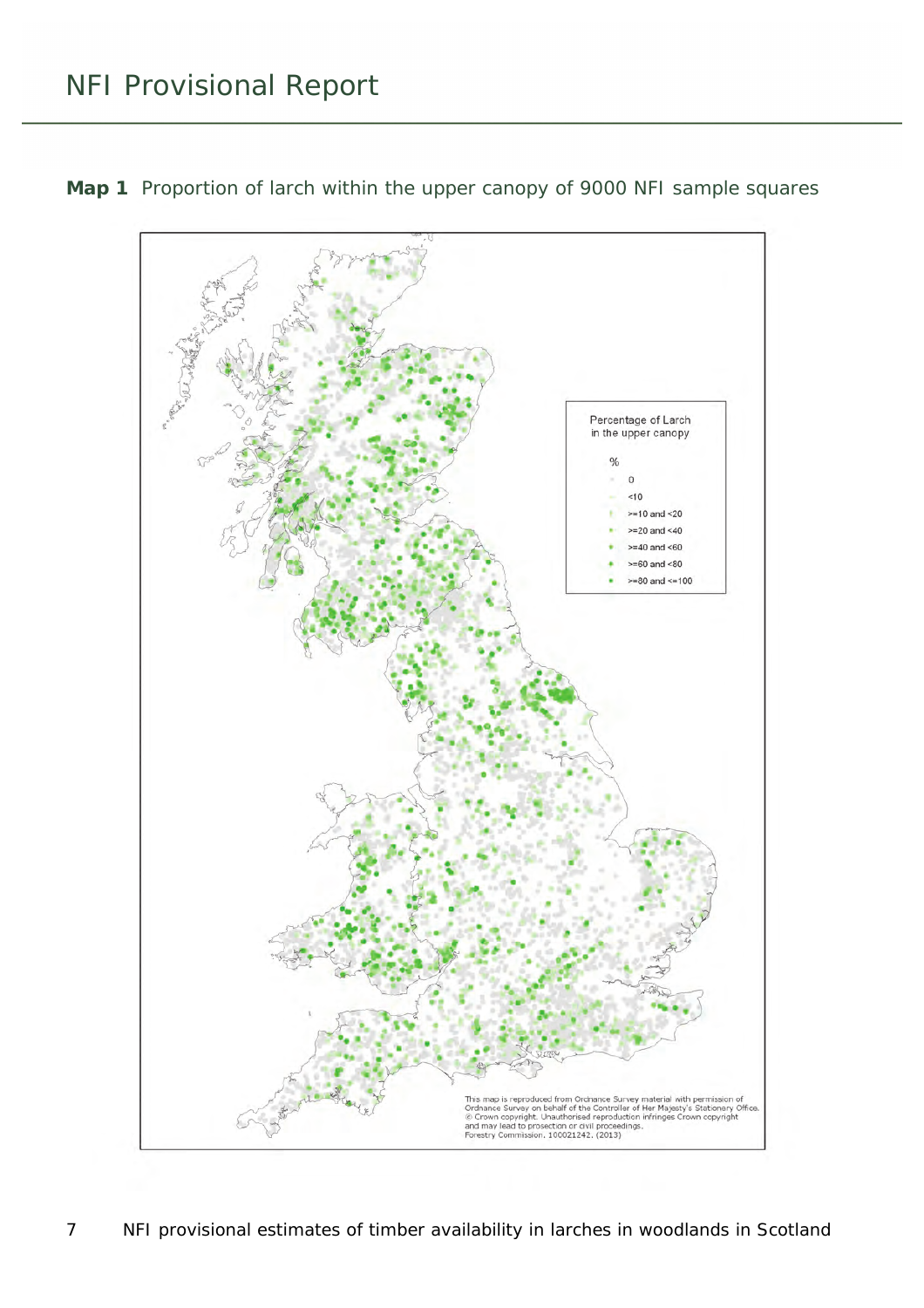**Map 1** Proportion of larch within the upper canopy of 9000 NFI sample squares

Percentage of Larch in the upper canopy

%

- 0
- <10
- >=10 and <20
- >=20 and <40
- >=40 and <60
- >=60 and <80
- >=80 and <=100

This map is reproduced from Ordnance Survey material with permission of Ordnance Survey on behalf of the Controller of Her Majesty's Stationary Office. © Crown copyright. Unauthorised reproduction infringes Crown copyright and may lead to prosecution or civil proceedings. Forestry Commission. 100021242. (2013)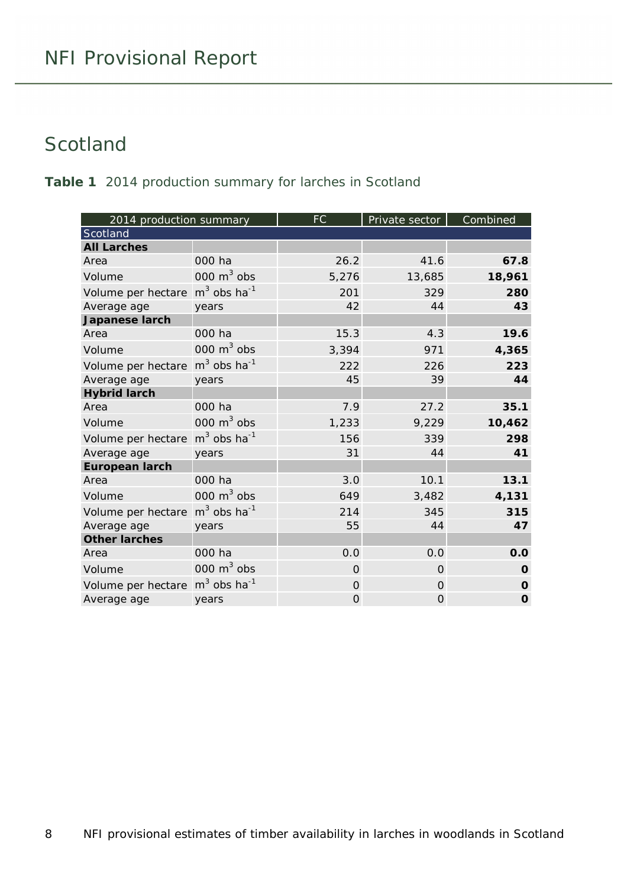## Scotland

**Table 1** 2014 production summary for larches in Scotland

| 2014 production summary | | FC | Private sector | Combined |
|---|---|---|---|---|
| Scotland | | | | |
| **All Larches** | | | | |
| Area | 000 ha | 26.2 | 41.6 | **67.8** |
| Volume | 000 $m^3$ obs | 5,276 | 13,685 | **18,961** |
| Volume per hectare | $m^3$ obs $ha^{-1}$ | 201 | 329 | **280** |
| Average age | years | 42 | 44 | **43** |
| **Japanese larch** | | | | |
| Area | 000 ha | 15.3 | 4.3 | **19.6** |
| Volume | 000 $m^3$ obs | 3,394 | 971 | **4,365** |
| Volume per hectare | $m^3$ obs $ha^{-1}$ | 222 | 226 | **223** |
| Average age | years | 45 | 39 | **44** |
| **Hybrid larch** | | | | |
| Area | 000 ha | 7.9 | 27.2 | **35.1** |
| Volume | 000 $m^3$ obs | 1,233 | 9,229 | **10,462** |
| Volume per hectare | $m^3$ obs $ha^{-1}$ | 156 | 339 | **298** |
| Average age | years | 31 | 44 | **41** |
| **European larch** | | | | |
| Area | 000 ha | 3.0 | 10.1 | **13.1** |
| Volume | 000 $m^3$ obs | 649 | 3,482 | **4,131** |
| Volume per hectare | $m^3$ obs $ha^{-1}$ | 214 | 345 | **315** |
| Average age | years | 55 | 44 | **47** |
| **Other larches** | | | | |
| Area | 000 ha | 0.0 | 0.0 | **0.0** |
| Volume | 000 $m^3$ obs | 0 | 0 | **0** |
| Volume per hectare | $m^3$ obs $ha^{-1}$ | 0 | 0 | **0** |
| Average age | years | 0 | 0 | **0** |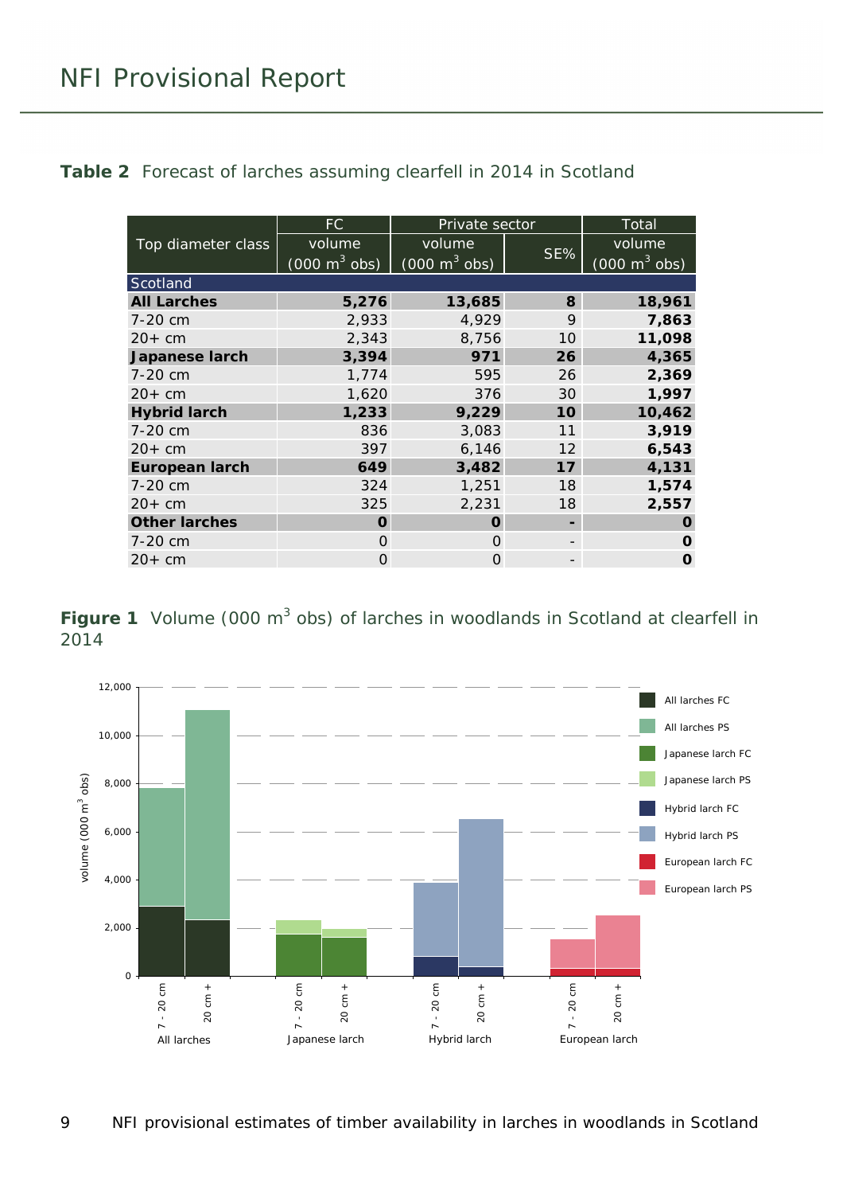**Table 2** Forecast of larches assuming clearfell in 2014 in Scotland

| Top diameter class | FC | Private sector | | Total |
|---|---|---|---|---|
| | volume (000 $m^3$ obs) | volume (000 $m^3$ obs) | SE% | volume (000 $m^3$ obs) |
| **Scotland** | | | | |
| **All Larches** | **5,276** | **13,685** | **8** | **18,961** |
| 7-20 cm | 2,933 | 4,929 | 9 | **7,863** |
| 20+ cm | 2,343 | 8,756 | 10 | **11,098** |
| **Japanese larch** | **3,394** | **971** | **26** | **4,365** |
| 7-20 cm | 1,774 | 595 | 26 | **2,369** |
| 20+ cm | 1,620 | 376 | 30 | **1,997** |
| **Hybrid larch** | **1,233** | **9,229** | **10** | **10,462** |
| 7-20 cm | 836 | 3,083 | 11 | **3,919** |
| 20+ cm | 397 | 6,146 | 12 | **6,543** |
| **European larch** | **649** | **3,482** | **17** | **4,131** |
| 7-20 cm | 324 | 1,251 | 18 | **1,574** |
| 20+ cm | 325 | 2,231 | 18 | **2,557** |
| **Other larches** | **0** | **0** | **-** | **0** |
| 7-20 cm | 0 | 0 | - | **0** |
| 20+ cm | 0 | 0 | - | **0** |

**Figure 1** Volume (000 $m^3$ obs) of larches in woodlands in Scotland at clearfell in 2014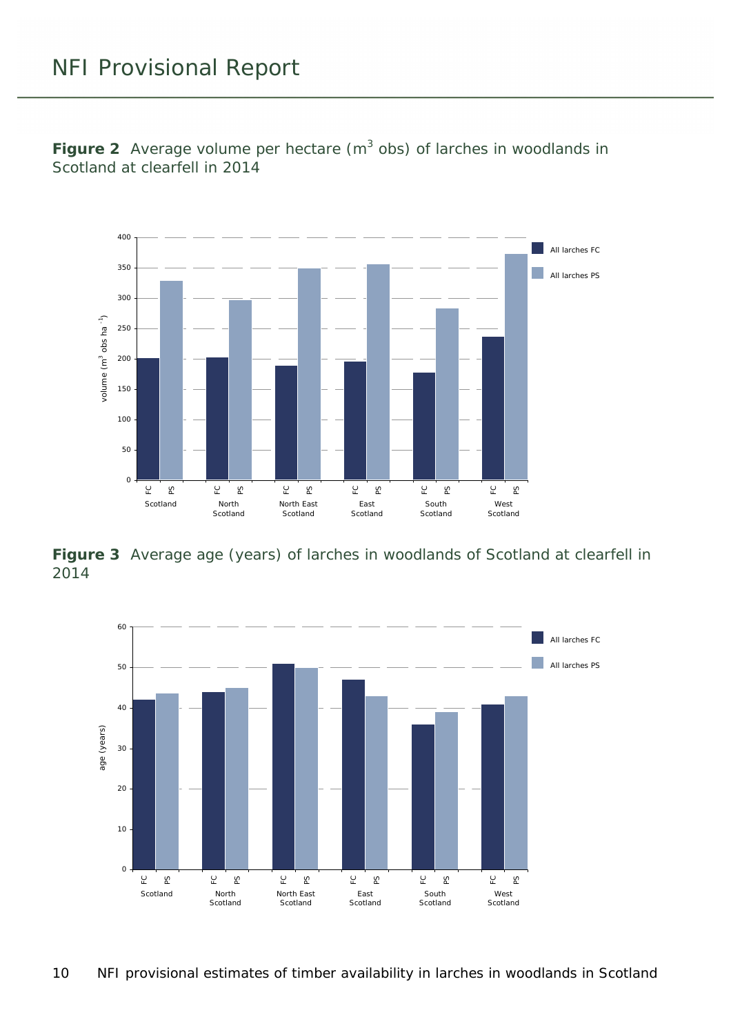**Figure 2** Average volume per hectare ($m^3$ obs) of larches in woodlands in Scotland at clearfell in 2014

**Figure 3** Average age (years) of larches in woodlands of Scotland at clearfell in 2014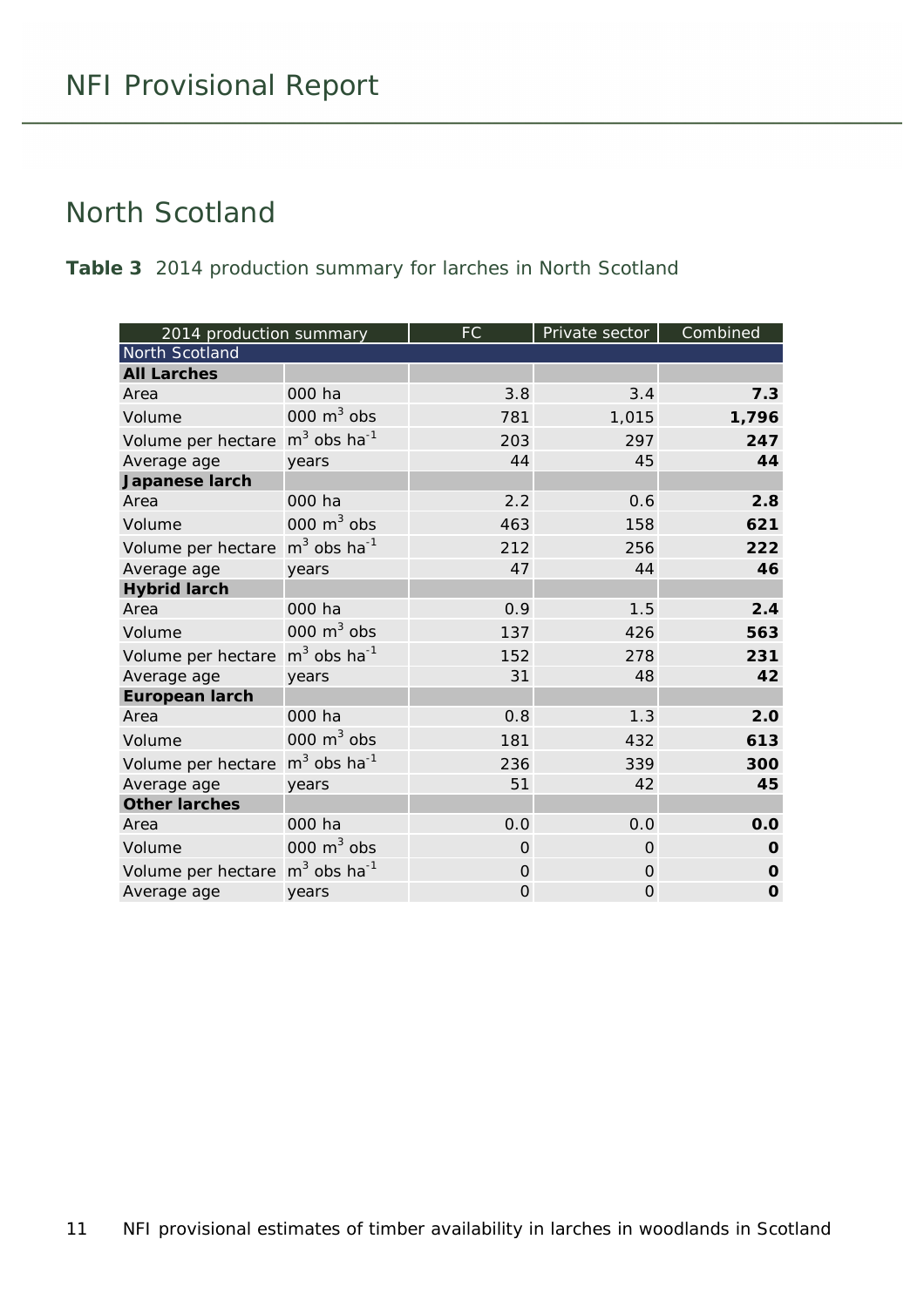## North Scotland

**Table 3** 2014 production summary for larches in North Scotland

| 2014 production summary | | FC | Private sector | Combined |
|---|---|---|---|---|
| North Scotland | | | | |
| **All Larches** | | | | |
| Area | 000 ha | 3.8 | 3.4 | **7.3** |
| Volume | 000 $m^3$ obs | 781 | 1,015 | **1,796** |
| Volume per hectare | $m^3$ obs $ha^{-1}$ | 203 | 297 | **247** |
| Average age | years | 44 | 45 | **44** |
| **Japanese larch** | | | | |
| Area | 000 ha | 2.2 | 0.6 | **2.8** |
| Volume | 000 $m^3$ obs | 463 | 158 | **621** |
| Volume per hectare | $m^3$ obs $ha^{-1}$ | 212 | 256 | **222** |
| Average age | years | 47 | 44 | **46** |
| **Hybrid larch** | | | | |
| Area | 000 ha | 0.9 | 1.5 | **2.4** |
| Volume | 000 $m^3$ obs | 137 | 426 | **563** |
| Volume per hectare | $m^3$ obs $ha^{-1}$ | 152 | 278 | **231** |
| Average age | years | 31 | 48 | **42** |
| **European larch** | | | | |
| Area | 000 ha | 0.8 | 1.3 | **2.0** |
| Volume | 000 $m^3$ obs | 181 | 432 | **613** |
| Volume per hectare | $m^3$ obs $ha^{-1}$ | 236 | 339 | **300** |
| Average age | years | 51 | 42 | **45** |
| **Other larches** | | | | |
| Area | 000 ha | 0.0 | 0.0 | **0.0** |
| Volume | 000 $m^3$ obs | 0 | 0 | **0** |
| Volume per hectare | $m^3$ obs $ha^{-1}$ | 0 | 0 | **0** |
| Average age | years | 0 | 0 | **0** |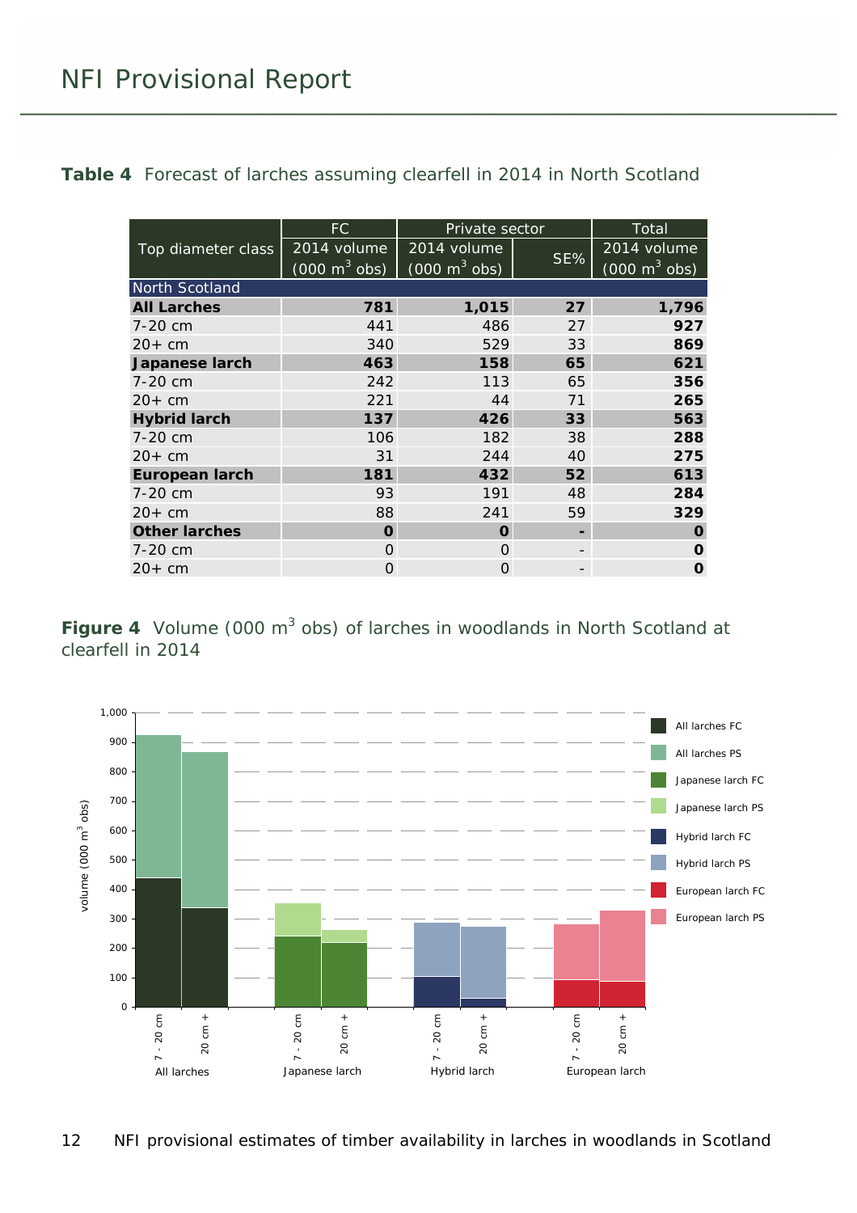**Table 4** Forecast of larches assuming clearfell in 2014 in North Scotland

| Top diameter class | FC | Private sector | | Total |
|---|---|---|---|---|
| | 2014 volume ($000\ m^3$ obs) | 2014 volume ($000\ m^3$ obs) | SE% | 2014 volume ($000\ m^3$ obs) |
| North Scotland | | | | |
| **All Larches** | **781** | **1,015** | **27** | **1,796** |
| 7-20 cm | 441 | 486 | 27 | **927** |
| 20+ cm | 340 | 529 | 33 | **869** |
| **Japanese larch** | **463** | **158** | **65** | **621** |
| 7-20 cm | 242 | 113 | 65 | **356** |
| 20+ cm | 221 | 44 | 71 | **265** |
| **Hybrid larch** | **137** | **426** | **33** | **563** |
| 7-20 cm | 106 | 182 | 38 | **288** |
| 20+ cm | 31 | 244 | 40 | **275** |
| **European larch** | **181** | **432** | **52** | **613** |
| 7-20 cm | 93 | 191 | 48 | **284** |
| 20+ cm | 88 | 241 | 59 | **329** |
| **Other larches** | **0** | **0** | **-** | **0** |
| 7-20 cm | 0 | 0 | - | **0** |
| 20+ cm | 0 | 0 | - | **0** |

**Figure 4** Volume ($000\ m^3$ obs) of larches in woodlands in North Scotland at clearfell in 2014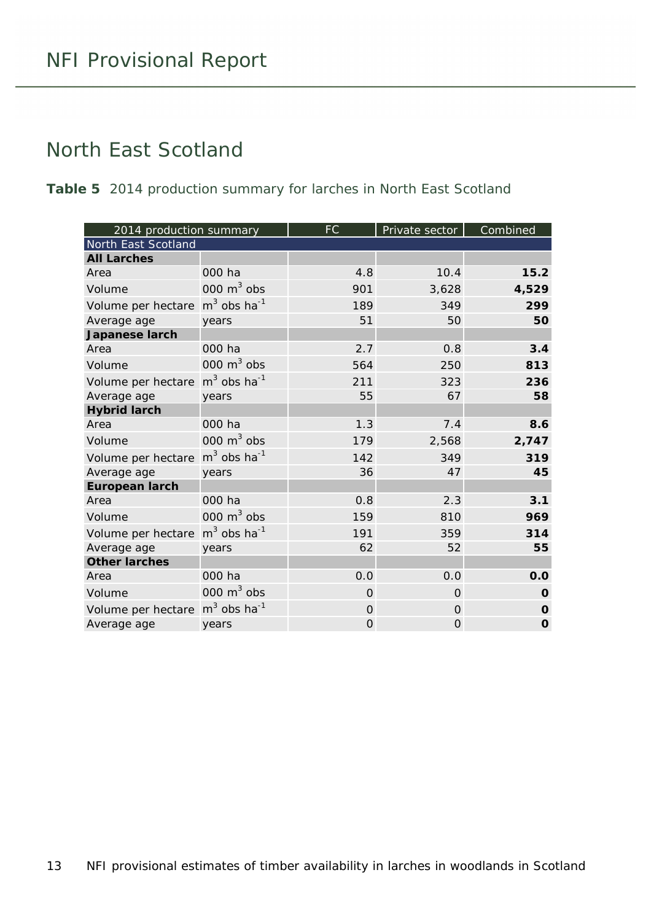## North East Scotland

**Table 5** 2014 production summary for larches in North East Scotland

| 2014 production summary | | FC | Private sector | Combined |
|---|---|---|---|---|
| North East Scotland | | | | |
| **All Larches** | | | | |
| Area | 000 ha | 4.8 | 10.4 | **15.2** |
| Volume | 000 $m^3$ obs | 901 | 3,628 | **4,529** |
| Volume per hectare | $m^3$ obs $ha^{-1}$ | 189 | 349 | **299** |
| Average age | years | 51 | 50 | **50** |
| **Japanese larch** | | | | |
| Area | 000 ha | 2.7 | 0.8 | **3.4** |
| Volume | 000 $m^3$ obs | 564 | 250 | **813** |
| Volume per hectare | $m^3$ obs $ha^{-1}$ | 211 | 323 | **236** |
| Average age | years | 55 | 67 | **58** |
| **Hybrid larch** | | | | |
| Area | 000 ha | 1.3 | 7.4 | **8.6** |
| Volume | 000 $m^3$ obs | 179 | 2,568 | **2,747** |
| Volume per hectare | $m^3$ obs $ha^{-1}$ | 142 | 349 | **319** |
| Average age | years | 36 | 47 | **45** |
| **European larch** | | | | |
| Area | 000 ha | 0.8 | 2.3 | **3.1** |
| Volume | 000 $m^3$ obs | 159 | 810 | **969** |
| Volume per hectare | $m^3$ obs $ha^{-1}$ | 191 | 359 | **314** |
| Average age | years | 62 | 52 | **55** |
| **Other larches** | | | | |
| Area | 000 ha | 0.0 | 0.0 | **0.0** |
| Volume | 000 $m^3$ obs | 0 | 0 | **0** |
| Volume per hectare | $m^3$ obs $ha^{-1}$ | 0 | 0 | **0** |
| Average age | years | 0 | 0 | **0** |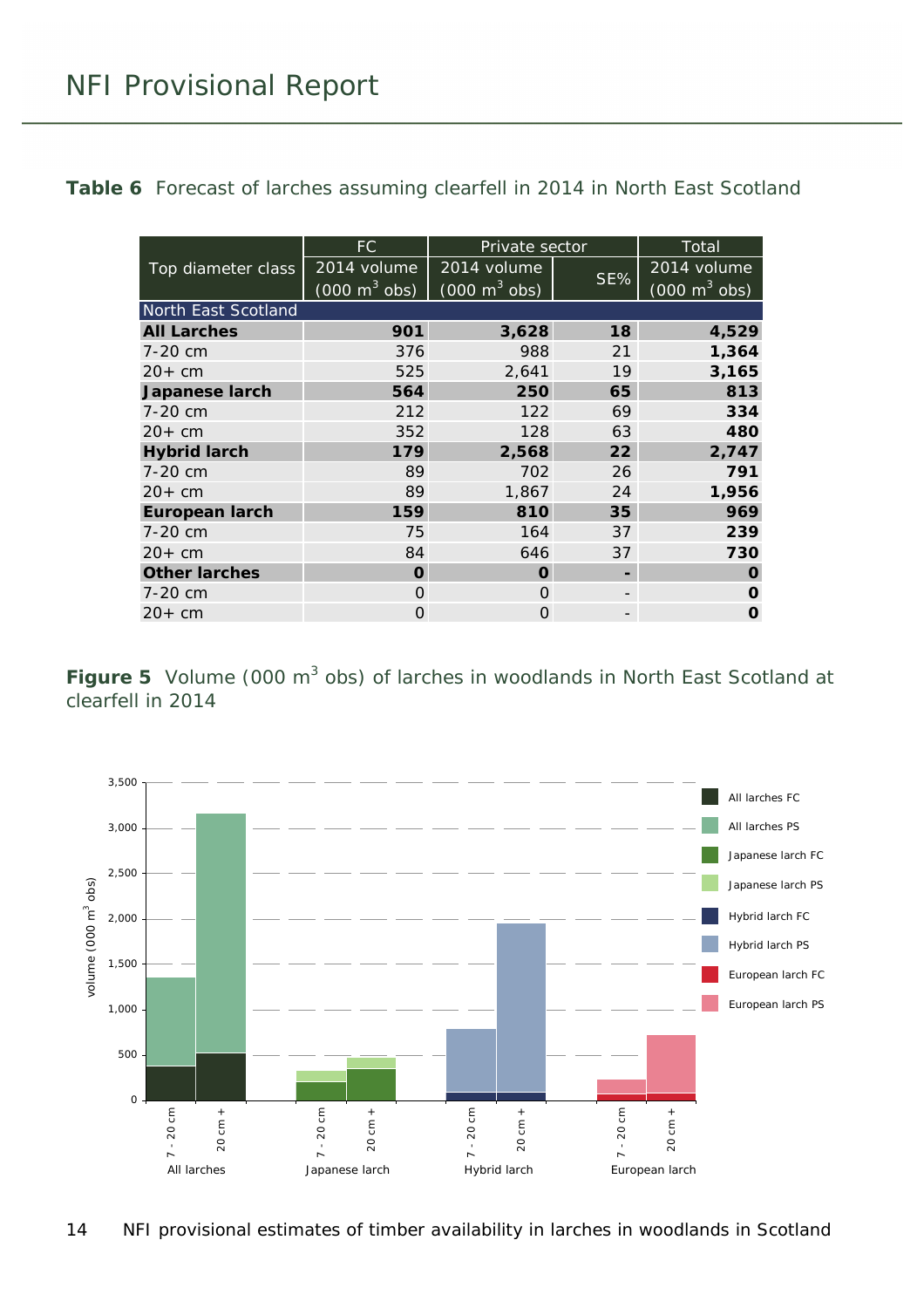**Table 6** Forecast of larches assuming clearfell in 2014 in North East Scotland

| Top diameter class | FC | Private sector | | Total |
|---|---|---|---|---|
| | 2014 volume (000 $m^3$ obs) | 2014 volume (000 $m^3$ obs) | SE% | 2014 volume (000 $m^3$ obs) |
| **North East Scotland** | | | | |
| **All Larches** | **901** | **3,628** | **18** | **4,529** |
| 7-20 cm | 376 | 988 | 21 | **1,364** |
| 20+ cm | 525 | 2,641 | 19 | **3,165** |
| **Japanese larch** | **564** | **250** | **65** | **813** |
| 7-20 cm | 212 | 122 | 69 | **334** |
| 20+ cm | 352 | 128 | 63 | **480** |
| **Hybrid larch** | **179** | **2,568** | **22** | **2,747** |
| 7-20 cm | 89 | 702 | 26 | **791** |
| 20+ cm | 89 | 1,867 | 24 | **1,956** |
| **European larch** | **159** | **810** | **35** | **969** |
| 7-20 cm | 75 | 164 | 37 | **239** |
| 20+ cm | 84 | 646 | 37 | **730** |
| **Other larches** | **0** | **0** | **-** | **0** |
| 7-20 cm | 0 | 0 | - | **0** |
| 20+ cm | 0 | 0 | - | **0** |

**Figure 5** Volume (000 $m^3$ obs) of larches in woodlands in North East Scotland at clearfell in 2014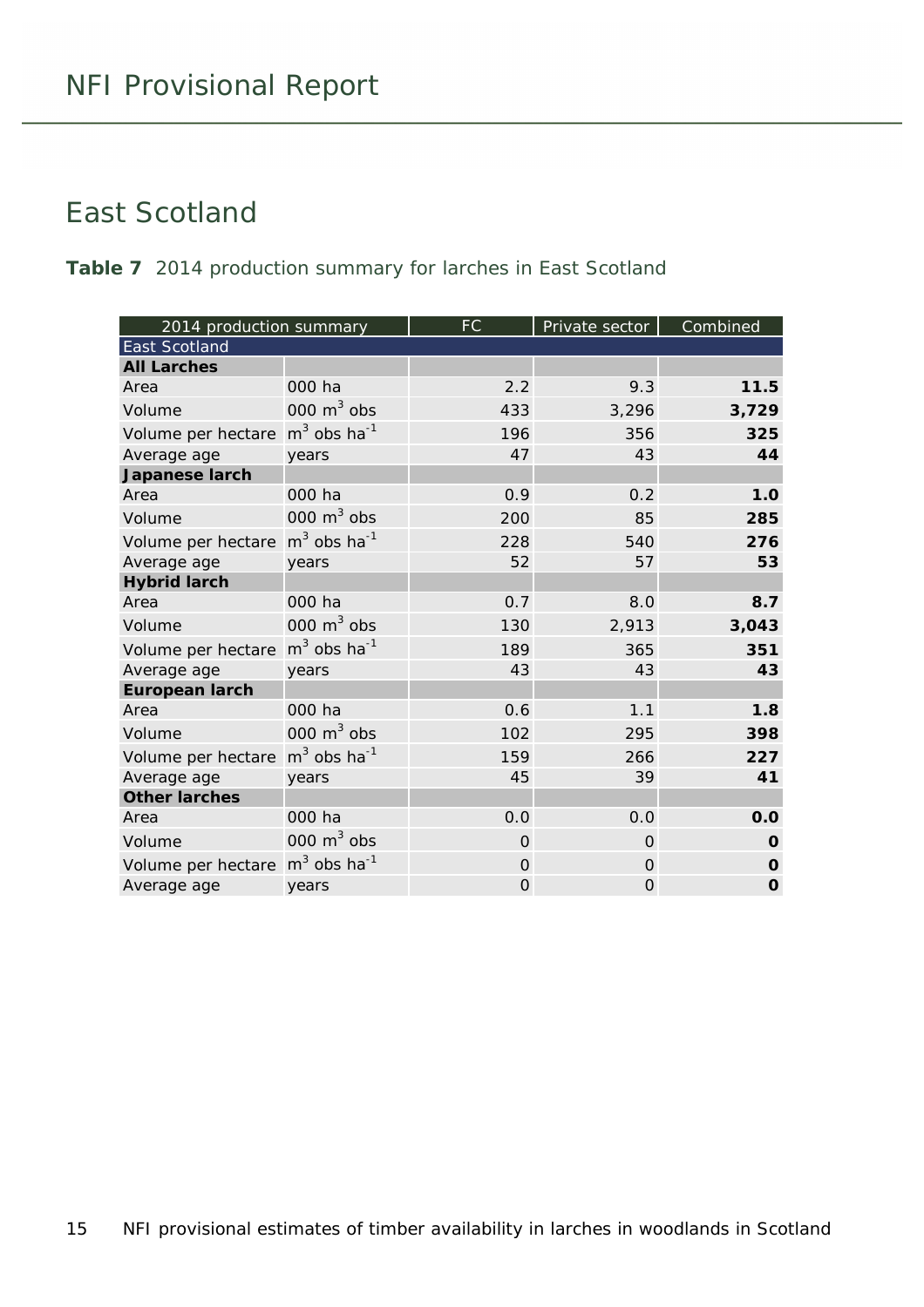## East Scotland

**Table 7** 2014 production summary for larches in East Scotland

| 2014 production summary | | FC | Private sector | Combined |
|---|---|---|---|---|
| East Scotland | | | | |
| **All Larches** | | | | |
| Area | 000 ha | 2.2 | 9.3 | **11.5** |
| Volume | 000 $m^3$ obs | 433 | 3,296 | **3,729** |
| Volume per hectare | $m^3$ obs $ha^{-1}$ | 196 | 356 | **325** |
| Average age | years | 47 | 43 | **44** |
| **Japanese larch** | | | | |
| Area | 000 ha | 0.9 | 0.2 | **1.0** |
| Volume | 000 $m^3$ obs | 200 | 85 | **285** |
| Volume per hectare | $m^3$ obs $ha^{-1}$ | 228 | 540 | **276** |
| Average age | years | 52 | 57 | **53** |
| **Hybrid larch** | | | | |
| Area | 000 ha | 0.7 | 8.0 | **8.7** |
| Volume | 000 $m^3$ obs | 130 | 2,913 | **3,043** |
| Volume per hectare | $m^3$ obs $ha^{-1}$ | 189 | 365 | **351** |
| Average age | years | 43 | 43 | **43** |
| **European larch** | | | | |
| Area | 000 ha | 0.6 | 1.1 | **1.8** |
| Volume | 000 $m^3$ obs | 102 | 295 | **398** |
| Volume per hectare | $m^3$ obs $ha^{-1}$ | 159 | 266 | **227** |
| Average age | years | 45 | 39 | **41** |
| **Other larches** | | | | |
| Area | 000 ha | 0.0 | 0.0 | **0.0** |
| Volume | 000 $m^3$ obs | 0 | 0 | **0** |
| Volume per hectare | $m^3$ obs $ha^{-1}$ | 0 | 0 | **0** |
| Average age | years | 0 | 0 | **0** |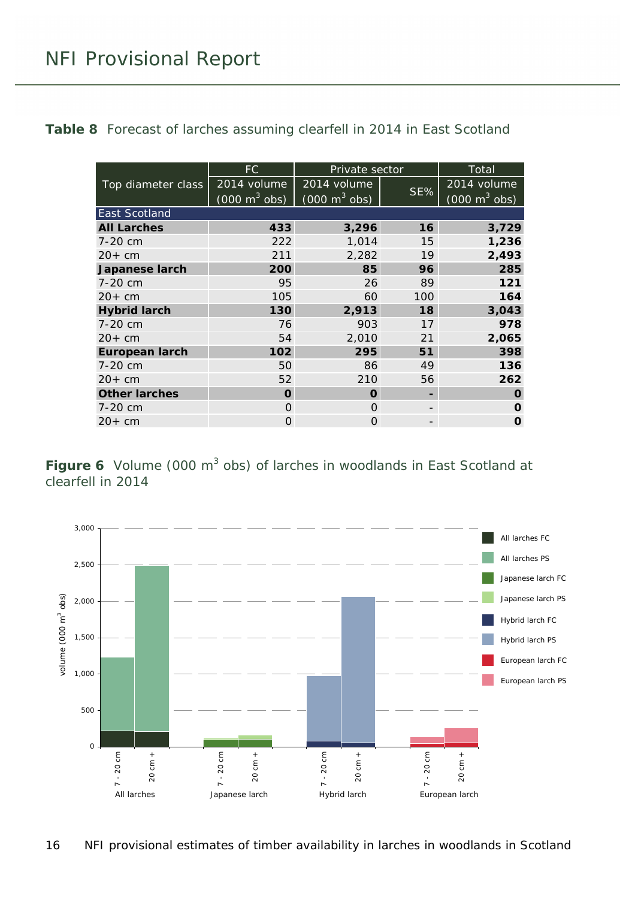**Table 8** Forecast of larches assuming clearfell in 2014 in East Scotland

| Top diameter class | FC | Private sector | | Total |
|---|---|---|---|---|
| | 2014 volume ($000\ m^3$ obs) | 2014 volume ($000\ m^3$ obs) | SE% | 2014 volume ($000\ m^3$ obs) |
| East Scotland | | | | |
| **All Larches** | **433** | **3,296** | **16** | **3,729** |
| 7-20 cm | 222 | 1,014 | 15 | **1,236** |
| 20+ cm | 211 | 2,282 | 19 | **2,493** |
| **Japanese larch** | **200** | **85** | **96** | **285** |
| 7-20 cm | 95 | 26 | 89 | **121** |
| 20+ cm | 105 | 60 | 100 | **164** |
| **Hybrid larch** | **130** | **2,913** | **18** | **3,043** |
| 7-20 cm | 76 | 903 | 17 | **978** |
| 20+ cm | 54 | 2,010 | 21 | **2,065** |
| **European larch** | **102** | **295** | **51** | **398** |
| 7-20 cm | 50 | 86 | 49 | **136** |
| 20+ cm | 52 | 210 | 56 | **262** |
| **Other larches** | **0** | **0** | **-** | **0** |
| 7-20 cm | 0 | 0 | - | **0** |
| 20+ cm | 0 | 0 | - | **0** |

**Figure 6** Volume ($000\ m^3$ obs) of larches in woodlands in East Scotland at clearfell in 2014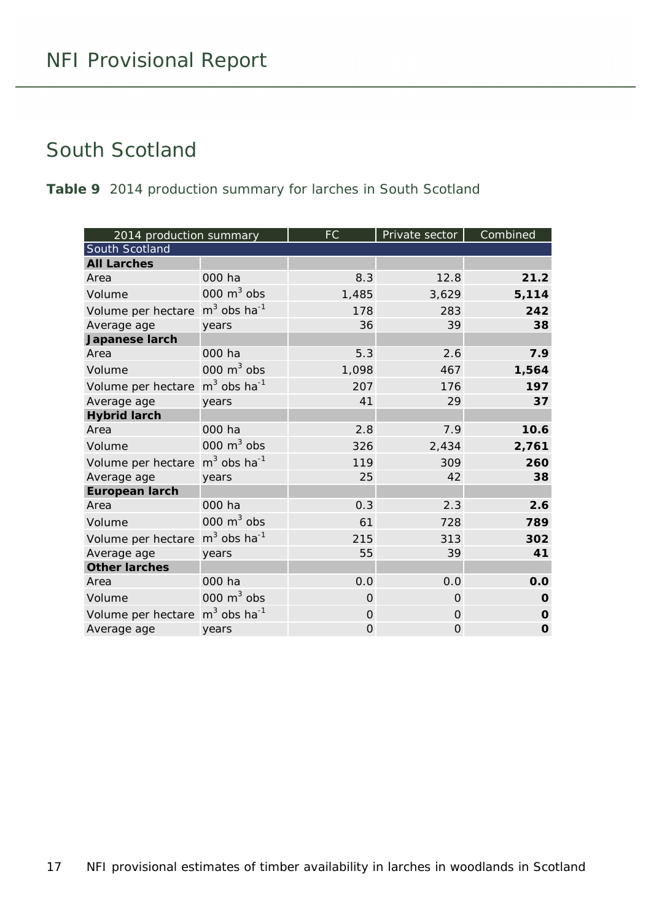## South Scotland

**Table 9** 2014 production summary for larches in South Scotland

| 2014 production summary | | FC | Private sector | Combined |
|---|---|---|---|---|
| South Scotland | | | | |
| **All Larches** | | | | |
| Area | 000 ha | 8.3 | 12.8 | **21.2** |
| Volume | 000 $m^3$ obs | 1,485 | 3,629 | **5,114** |
| Volume per hectare | $m^3$ obs $ha^{-1}$ | 178 | 283 | **242** |
| Average age | years | 36 | 39 | **38** |
| **Japanese larch** | | | | |
| Area | 000 ha | 5.3 | 2.6 | **7.9** |
| Volume | 000 $m^3$ obs | 1,098 | 467 | **1,564** |
| Volume per hectare | $m^3$ obs $ha^{-1}$ | 207 | 176 | **197** |
| Average age | years | 41 | 29 | **37** |
| **Hybrid larch** | | | | |
| Area | 000 ha | 2.8 | 7.9 | **10.6** |
| Volume | 000 $m^3$ obs | 326 | 2,434 | **2,761** |
| Volume per hectare | $m^3$ obs $ha^{-1}$ | 119 | 309 | **260** |
| Average age | years | 25 | 42 | **38** |
| **European larch** | | | | |
| Area | 000 ha | 0.3 | 2.3 | **2.6** |
| Volume | 000 $m^3$ obs | 61 | 728 | **789** |
| Volume per hectare | $m^3$ obs $ha^{-1}$ | 215 | 313 | **302** |
| Average age | years | 55 | 39 | **41** |
| **Other larches** | | | | |
| Area | 000 ha | 0.0 | 0.0 | **0.0** |
| Volume | 000 $m^3$ obs | 0 | 0 | **0** |
| Volume per hectare | $m^3$ obs $ha^{-1}$ | 0 | 0 | **0** |
| Average age | years | 0 | 0 | **0** |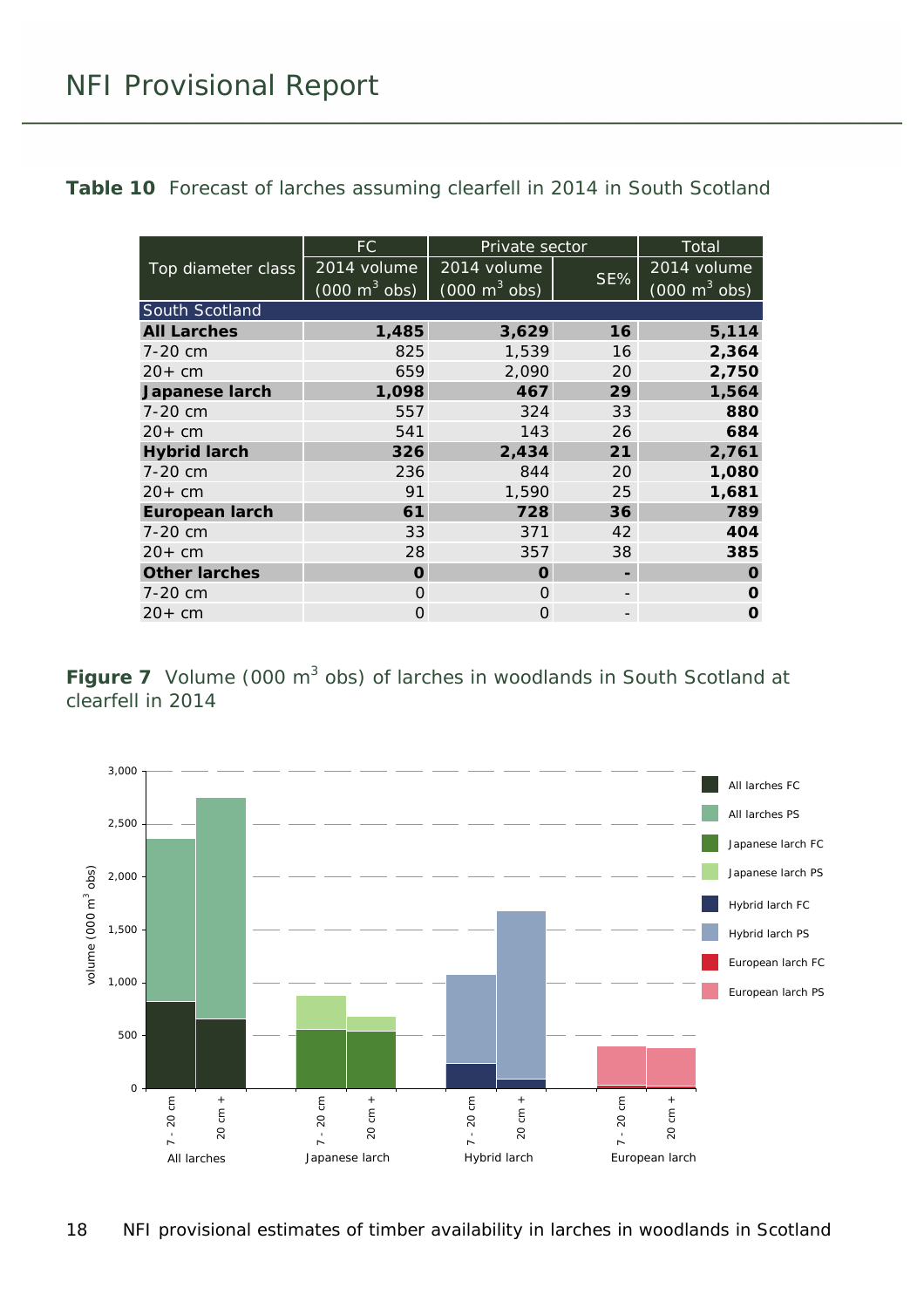**Table 10** Forecast of larches assuming clearfell in 2014 in South Scotland

| Top diameter class | FC | Private sector | | Total |
|---|---|---|---|---|
| | 2014 volume (000 $m^3$ obs) | 2014 volume (000 $m^3$ obs) | SE% | 2014 volume (000 $m^3$ obs) |
| South Scotland | | | | |
| **All Larches** | **1,485** | **3,629** | **16** | **5,114** |
| 7-20 cm | 825 | 1,539 | 16 | **2,364** |
| 20+ cm | 659 | 2,090 | 20 | **2,750** |
| **Japanese larch** | **1,098** | **467** | **29** | **1,564** |
| 7-20 cm | 557 | 324 | 33 | **880** |
| 20+ cm | 541 | 143 | 26 | **684** |
| **Hybrid larch** | **326** | **2,434** | **21** | **2,761** |
| 7-20 cm | 236 | 844 | 20 | **1,080** |
| 20+ cm | 91 | 1,590 | 25 | **1,681** |
| **European larch** | **61** | **728** | **36** | **789** |
| 7-20 cm | 33 | 371 | 42 | **404** |
| 20+ cm | 28 | 357 | 38 | **385** |
| **Other larches** | **0** | **0** | **-** | **0** |
| 7-20 cm | 0 | 0 | - | **0** |
| 20+ cm | 0 | 0 | - | **0** |

**Figure 7** Volume (000 $m^3$ obs) of larches in woodlands in South Scotland at clearfell in 2014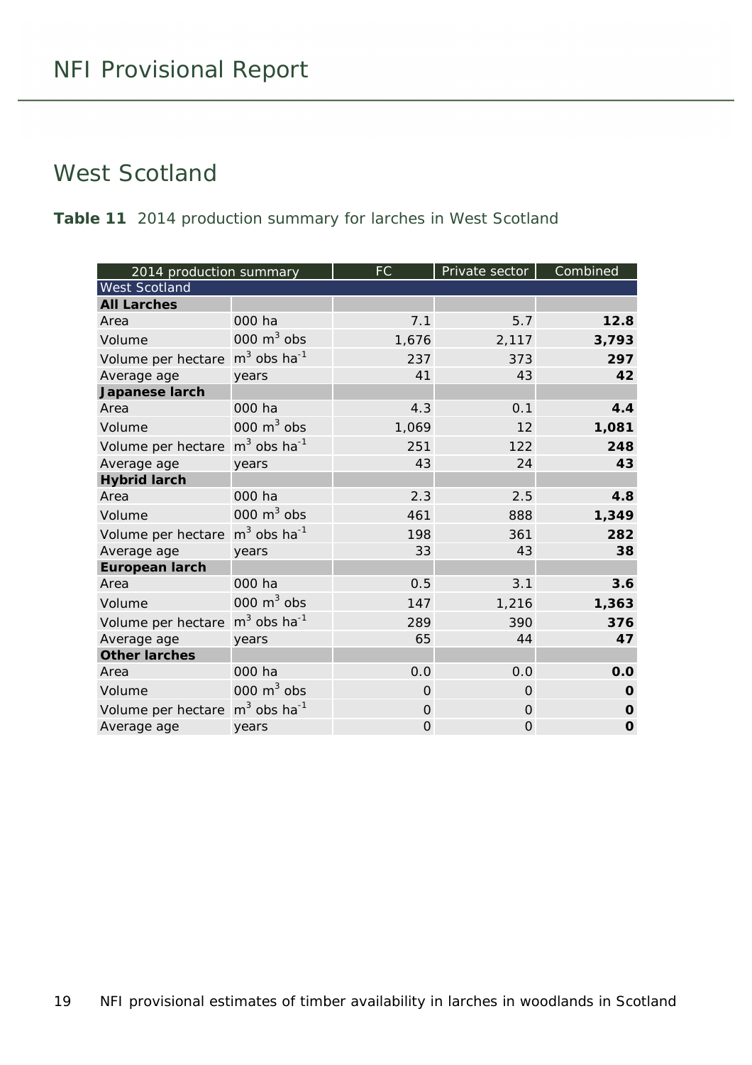## West Scotland

**Table 11** 2014 production summary for larches in West Scotland

| 2014 production summary | | FC | Private sector | Combined |
|---|---|---|---|---|
| West Scotland | | | | |
| **All Larches** | | | | |
| Area | 000 ha | 7.1 | 5.7 | **12.8** |
| Volume | 000 $m^3$ obs | 1,676 | 2,117 | **3,793** |
| Volume per hectare | $m^3$ obs $ha^{-1}$ | 237 | 373 | **297** |
| Average age | years | 41 | 43 | **42** |
| **Japanese larch** | | | | |
| Area | 000 ha | 4.3 | 0.1 | **4.4** |
| Volume | 000 $m^3$ obs | 1,069 | 12 | **1,081** |
| Volume per hectare | $m^3$ obs $ha^{-1}$ | 251 | 122 | **248** |
| Average age | years | 43 | 24 | **43** |
| **Hybrid larch** | | | | |
| Area | 000 ha | 2.3 | 2.5 | **4.8** |
| Volume | 000 $m^3$ obs | 461 | 888 | **1,349** |
| Volume per hectare | $m^3$ obs $ha^{-1}$ | 198 | 361 | **282** |
| Average age | years | 33 | 43 | **38** |
| **European larch** | | | | |
| Area | 000 ha | 0.5 | 3.1 | **3.6** |
| Volume | 000 $m^3$ obs | 147 | 1,216 | **1,363** |
| Volume per hectare | $m^3$ obs $ha^{-1}$ | 289 | 390 | **376** |
| Average age | years | 65 | 44 | **47** |
| **Other larches** | | | | |
| Area | 000 ha | 0.0 | 0.0 | **0.0** |
| Volume | 000 $m^3$ obs | 0 | 0 | **0** |
| Volume per hectare | $m^3$ obs $ha^{-1}$ | 0 | 0 | **0** |
| Average age | years | 0 | 0 | **0** |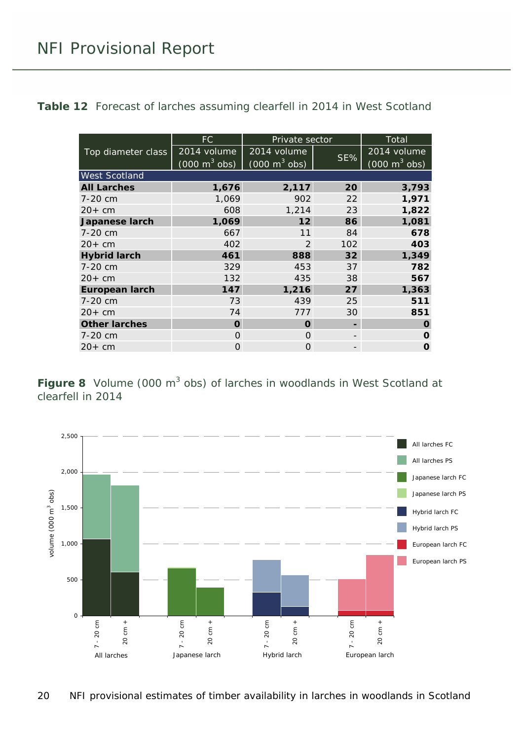# NFI Provisional Report

**Table 12** Forecast of larches assuming clearfell in 2014 in West Scotland

| Top diameter class | FC | Private sector | | Total |
|---|---|---|---|---|
| | 2014 volume ($000\ m^3$ obs) | 2014 volume ($000\ m^3$ obs) | SE% | 2014 volume ($000\ m^3$ obs) |
| West Scotland | | | | |
| **All Larches** | **1,676** | **2,117** | **20** | **3,793** |
| 7-20 cm | 1,069 | 902 | 22 | **1,971** |
| 20+ cm | 608 | 1,214 | 23 | **1,822** |
| **Japanese larch** | **1,069** | **12** | **86** | **1,081** |
| 7-20 cm | 667 | 11 | 84 | **678** |
| 20+ cm | 402 | 2 | 102 | **403** |
| **Hybrid larch** | **461** | **888** | **32** | **1,349** |
| 7-20 cm | 329 | 453 | 37 | **782** |
| 20+ cm | 132 | 435 | 38 | **567** |
| **European larch** | **147** | **1,216** | **27** | **1,363** |
| 7-20 cm | 73 | 439 | 25 | **511** |
| 20+ cm | 74 | 777 | 30 | **851** |
| **Other larches** | **0** | **0** | **-** | **0** |
| 7-20 cm | 0 | 0 | - | **0** |
| 20+ cm | 0 | 0 | - | **0** |

**Figure 8** Volume ($000\ m^3$ obs) of larches in woodlands in West Scotland at clearfell in 2014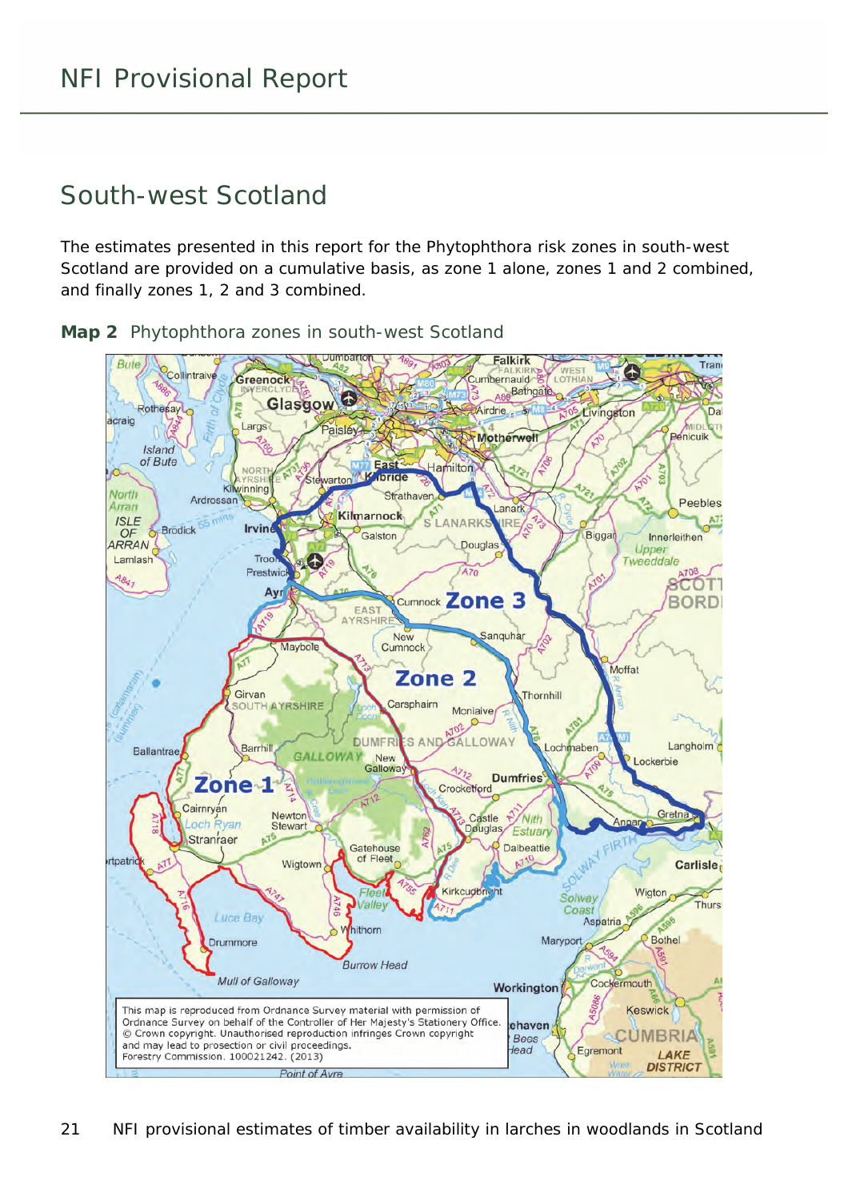## South-west Scotland

The estimates presented in this report for the Phytophthora risk zones in south-west Scotland are provided on a cumulative basis, as zone 1 alone, zones 1 and 2 combined, and finally zones 1, 2 and 3 combined.

**Map 2** Phytophthora zones in south-west Scotland

This map is reproduced from Ordnance Survey material with permission of Ordnance Survey on behalf of the Controller of Her Majesty's Stationery Office. © Crown copyright. Unauthorised reproduction infringes Crown copyright and may lead to prosecution or civil proceedings. Forestry Commission. 100021242. (2013)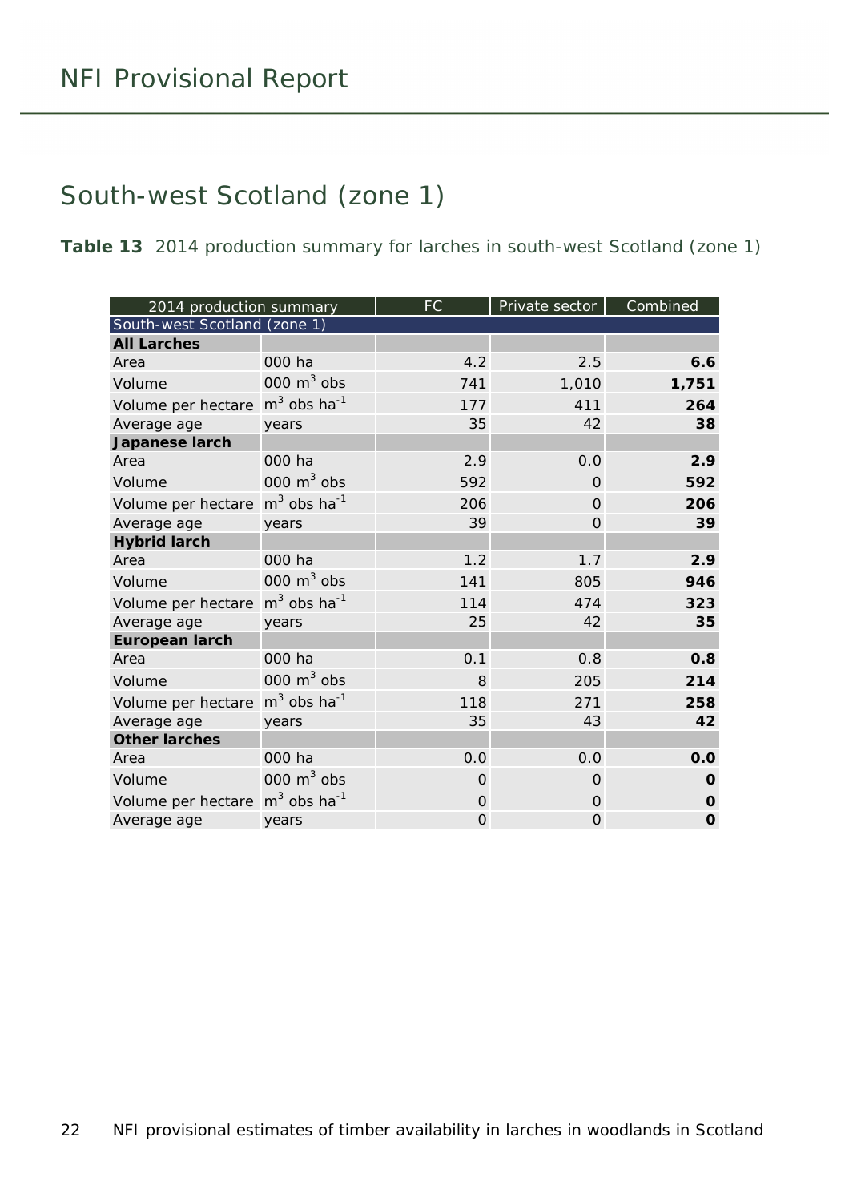## South-west Scotland (zone 1)

**Table 13** 2014 production summary for larches in south-west Scotland (zone 1)

| 2014 production summary | | FC | Private sector | Combined |
|---|---|---|---|---|
| South-west Scotland (zone 1) | | | | |
| **All Larches** | | | | |
| Area | 000 ha | 4.2 | 2.5 | **6.6** |
| Volume | 000 $m^3$ obs | 741 | 1,010 | **1,751** |
| Volume per hectare | $m^3$ obs $ha^{-1}$ | 177 | 411 | **264** |
| Average age | years | 35 | 42 | **38** |
| **Japanese larch** | | | | |
| Area | 000 ha | 2.9 | 0.0 | **2.9** |
| Volume | 000 $m^3$ obs | 592 | 0 | **592** |
| Volume per hectare | $m^3$ obs $ha^{-1}$ | 206 | 0 | **206** |
| Average age | years | 39 | 0 | **39** |
| **Hybrid larch** | | | | |
| Area | 000 ha | 1.2 | 1.7 | **2.9** |
| Volume | 000 $m^3$ obs | 141 | 805 | **946** |
| Volume per hectare | $m^3$ obs $ha^{-1}$ | 114 | 474 | **323** |
| Average age | years | 25 | 42 | **35** |
| **European larch** | | | | |
| Area | 000 ha | 0.1 | 0.8 | **0.8** |
| Volume | 000 $m^3$ obs | 8 | 205 | **214** |
| Volume per hectare | $m^3$ obs $ha^{-1}$ | 118 | 271 | **258** |
| Average age | years | 35 | 43 | **42** |
| **Other larches** | | | | |
| Area | 000 ha | 0.0 | 0.0 | **0.0** |
| Volume | 000 $m^3$ obs | 0 | 0 | **0** |
| Volume per hectare | $m^3$ obs $ha^{-1}$ | 0 | 0 | **0** |
| Average age | years | 0 | 0 | **0** |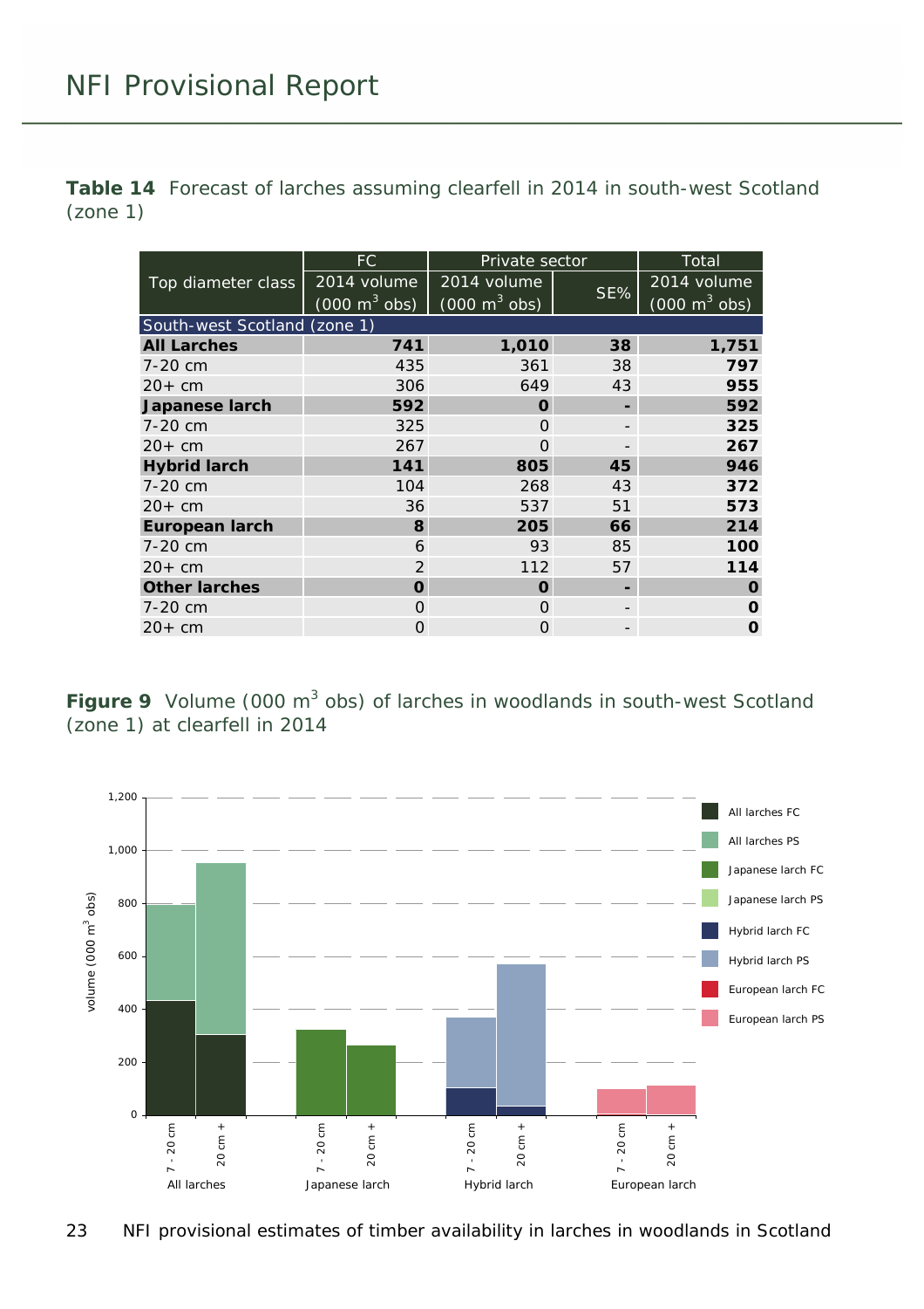**Table 14** Forecast of larches assuming clearfell in 2014 in south-west Scotland (zone 1)

| Top diameter class | FC | Private sector | | Total |
|---|---|---|---|---|
| | 2014 volume (000 $m^3$ obs) | 2014 volume (000 $m^3$ obs) | SE% | 2014 volume (000 $m^3$ obs) |
| South-west Scotland (zone 1) | | | | |
| **All Larches** | **741** | **1,010** | **38** | **1,751** |
| 7-20 cm | 435 | 361 | 38 | **797** |
| 20+ cm | 306 | 649 | 43 | **955** |
| **Japanese larch** | **592** | **0** | **-** | **592** |
| 7-20 cm | 325 | 0 | - | **325** |
| 20+ cm | 267 | 0 | - | **267** |
| **Hybrid larch** | **141** | **805** | **45** | **946** |
| 7-20 cm | 104 | 268 | 43 | **372** |
| 20+ cm | 36 | 537 | 51 | **573** |
| **European larch** | **8** | **205** | **66** | **214** |
| 7-20 cm | 6 | 93 | 85 | **100** |
| 20+ cm | 2 | 112 | 57 | **114** |
| **Other larches** | **0** | **0** | **-** | **0** |
| 7-20 cm | 0 | 0 | - | **0** |
| 20+ cm | 0 | 0 | - | **0** |

**Figure 9** Volume (000 $m^3$ obs) of larches in woodlands in south-west Scotland (zone 1) at clearfell in 2014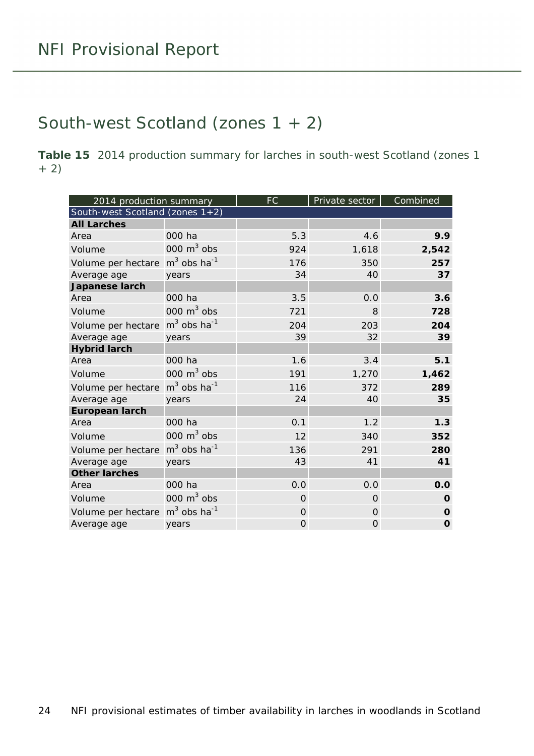## South-west Scotland (zones 1 + 2)

**Table 15** 2014 production summary for larches in south-west Scotland (zones 1 + 2)

| 2014 production summary | | FC | Private sector | Combined |
|---|---|---|---|---|
| South-west Scotland (zones 1+2) | | | | |
| **All Larches** | | | | |
| Area | 000 ha | 5.3 | 4.6 | **9.9** |
| Volume | 000 $m^3$ obs | 924 | 1,618 | **2,542** |
| Volume per hectare | $m^3$ obs $ha^{-1}$ | 176 | 350 | **257** |
| Average age | years | 34 | 40 | **37** |
| **Japanese larch** | | | | |
| Area | 000 ha | 3.5 | 0.0 | **3.6** |
| Volume | 000 $m^3$ obs | 721 | 8 | **728** |
| Volume per hectare | $m^3$ obs $ha^{-1}$ | 204 | 203 | **204** |
| Average age | years | 39 | 32 | **39** |
| **Hybrid larch** | | | | |
| Area | 000 ha | 1.6 | 3.4 | **5.1** |
| Volume | 000 $m^3$ obs | 191 | 1,270 | **1,462** |
| Volume per hectare | $m^3$ obs $ha^{-1}$ | 116 | 372 | **289** |
| Average age | years | 24 | 40 | **35** |
| **European larch** | | | | |
| Area | 000 ha | 0.1 | 1.2 | **1.3** |
| Volume | 000 $m^3$ obs | 12 | 340 | **352** |
| Volume per hectare | $m^3$ obs $ha^{-1}$ | 136 | 291 | **280** |
| Average age | years | 43 | 41 | **41** |
| **Other larches** | | | | |
| Area | 000 ha | 0.0 | 0.0 | **0.0** |
| Volume | 000 $m^3$ obs | 0 | 0 | **0** |
| Volume per hectare | $m^3$ obs $ha^{-1}$ | 0 | 0 | **0** |
| Average age | years | 0 | 0 | **0** |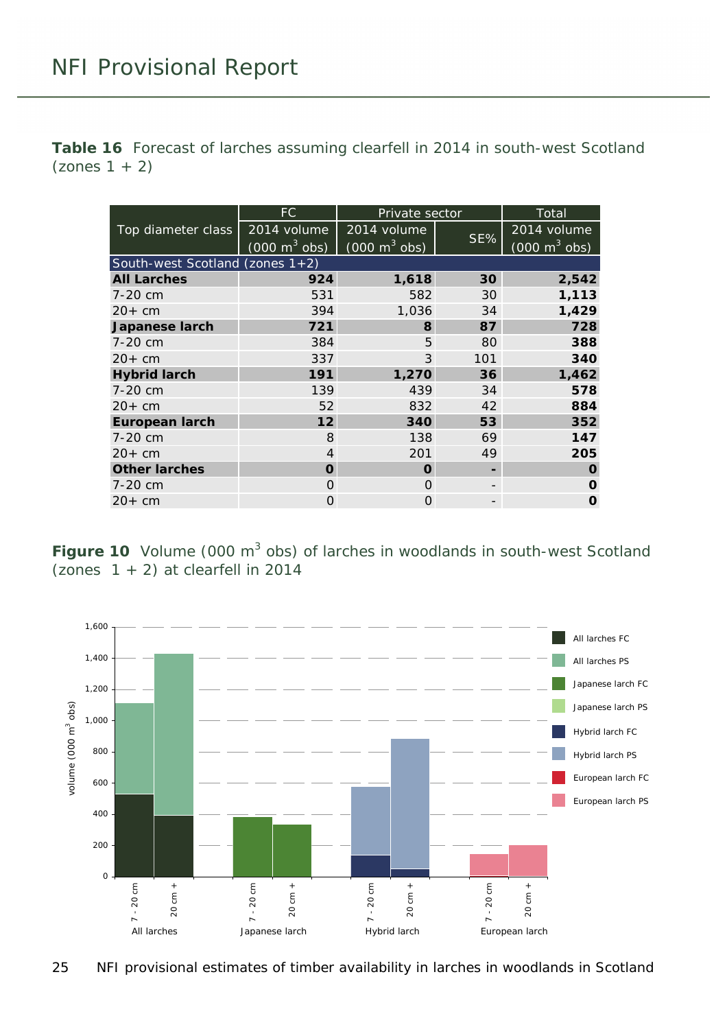**Table 16** Forecast of larches assuming clearfell in 2014 in south-west Scotland (zones 1 + 2)

| Top diameter class | FC | Private sector | | Total |
|---|---|---|---|---|
| | 2014 volume (000 $m^3$ obs) | 2014 volume (000 $m^3$ obs) | SE% | 2014 volume (000 $m^3$ obs) |
| South-west Scotland (zones 1+2) | | | | |
| **All Larches** | **924** | **1,618** | **30** | **2,542** |
| 7-20 cm | 531 | 582 | 30 | **1,113** |
| 20+ cm | 394 | 1,036 | 34 | **1,429** |
| **Japanese larch** | **721** | **8** | **87** | **728** |
| 7-20 cm | 384 | 5 | 80 | **388** |
| 20+ cm | 337 | 3 | 101 | **340** |
| **Hybrid larch** | **191** | **1,270** | **36** | **1,462** |
| 7-20 cm | 139 | 439 | 34 | **578** |
| 20+ cm | 52 | 832 | 42 | **884** |
| **European larch** | **12** | **340** | **53** | **352** |
| 7-20 cm | 8 | 138 | 69 | **147** |
| 20+ cm | 4 | 201 | 49 | **205** |
| **Other larches** | **0** | **0** | **-** | **0** |
| 7-20 cm | 0 | 0 | - | **0** |
| 20+ cm | 0 | 0 | - | **0** |

**Figure 10** Volume (000 $m^3$ obs) of larches in woodlands in south-west Scotland (zones 1 + 2) at clearfell in 2014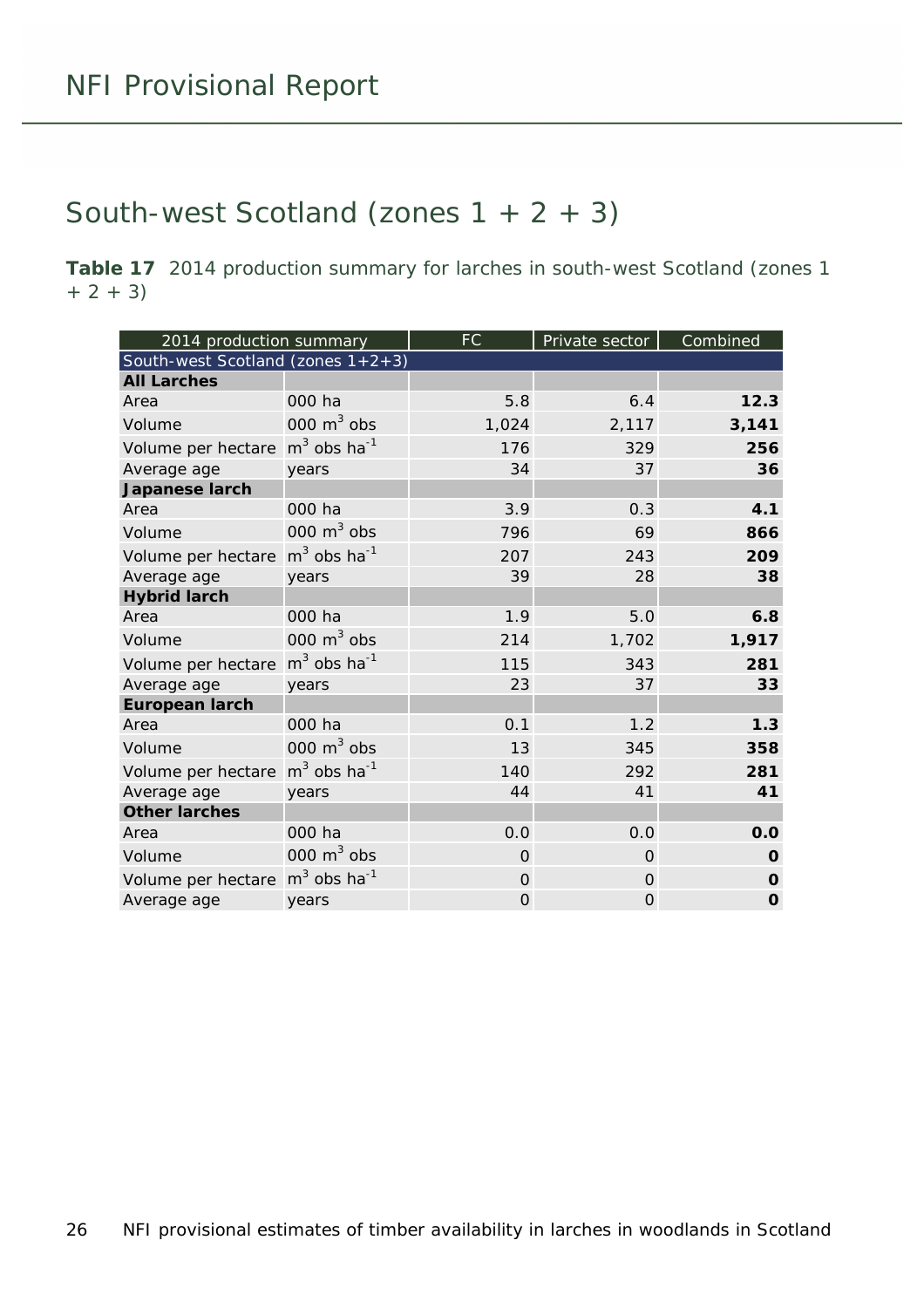## South-west Scotland (zones 1 + 2 + 3)

**Table 17** 2014 production summary for larches in south-west Scotland (zones 1 + 2 + 3)

| 2014 production summary | | FC | Private sector | Combined |
|---|---|---|---|---|
| South-west Scotland (zones 1+2+3) | | | | |
| **All Larches** | | | | |
| Area | 000 ha | 5.8 | 6.4 | **12.3** |
| Volume | 000 $m^3$ obs | 1,024 | 2,117 | **3,141** |
| Volume per hectare | $m^3$ obs $ha^{-1}$ | 176 | 329 | **256** |
| Average age | years | 34 | 37 | **36** |
| **Japanese larch** | | | | |
| Area | 000 ha | 3.9 | 0.3 | **4.1** |
| Volume | 000 $m^3$ obs | 796 | 69 | **866** |
| Volume per hectare | $m^3$ obs $ha^{-1}$ | 207 | 243 | **209** |
| Average age | years | 39 | 28 | **38** |
| **Hybrid larch** | | | | |
| Area | 000 ha | 1.9 | 5.0 | **6.8** |
| Volume | 000 $m^3$ obs | 214 | 1,702 | **1,917** |
| Volume per hectare | $m^3$ obs $ha^{-1}$ | 115 | 343 | **281** |
| Average age | years | 23 | 37 | **33** |
| **European larch** | | | | |
| Area | 000 ha | 0.1 | 1.2 | **1.3** |
| Volume | 000 $m^3$ obs | 13 | 345 | **358** |
| Volume per hectare | $m^3$ obs $ha^{-1}$ | 140 | 292 | **281** |
| Average age | years | 44 | 41 | **41** |
| **Other larches** | | | | |
| Area | 000 ha | 0.0 | 0.0 | **0.0** |
| Volume | 000 $m^3$ obs | 0 | 0 | **0** |
| Volume per hectare | $m^3$ obs $ha^{-1}$ | 0 | 0 | **0** |
| Average age | years | 0 | 0 | **0** |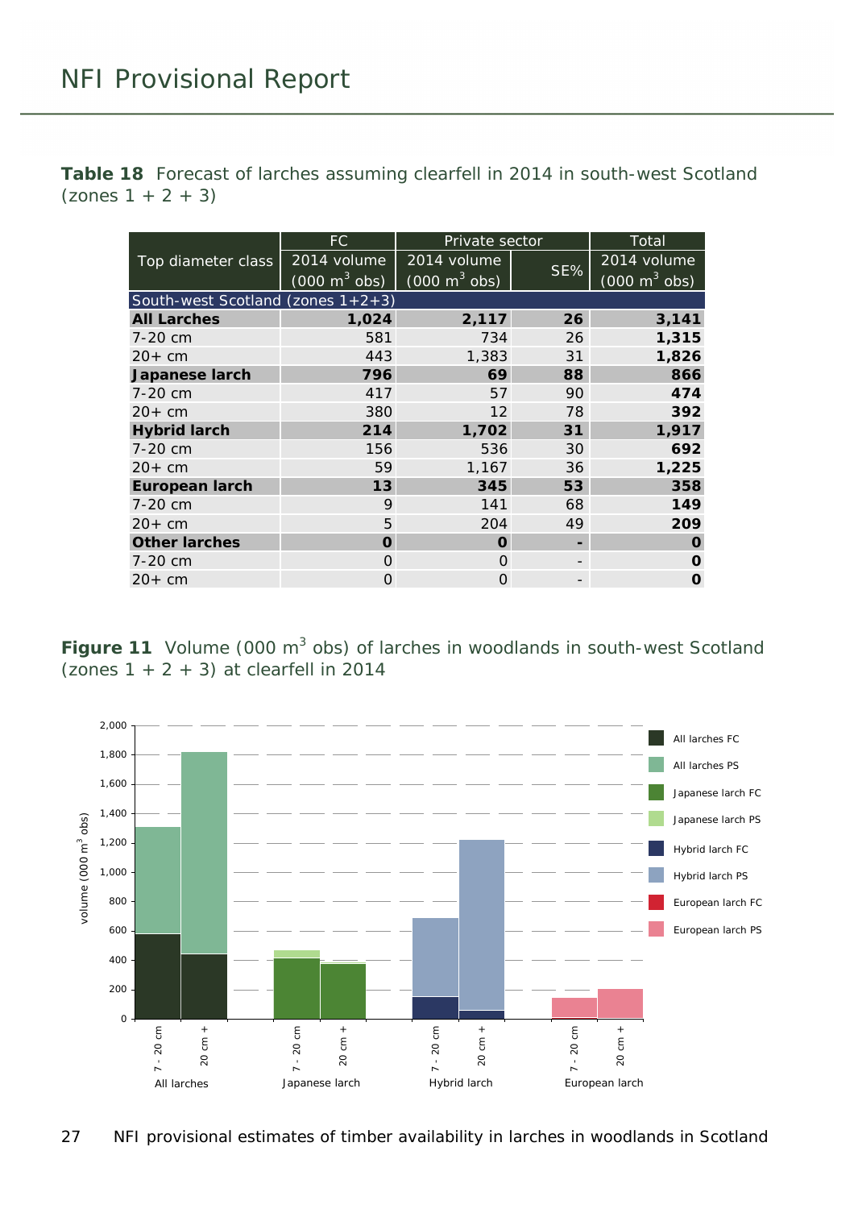**Table 18** Forecast of larches assuming clearfell in 2014 in south-west Scotland (zones 1 + 2 + 3)

| Top diameter class | FC | Private sector | | Total |
|---|---|---|---|---|
| | 2014 volume (000 $m^3$ obs) | 2014 volume (000 $m^3$ obs) | SE% | 2014 volume (000 $m^3$ obs) |
| South-west Scotland (zones 1+2+3) | | | | |
| **All Larches** | **1,024** | **2,117** | **26** | **3,141** |
| 7-20 cm | 581 | 734 | 26 | **1,315** |
| 20+ cm | 443 | 1,383 | 31 | **1,826** |
| **Japanese larch** | **796** | **69** | **88** | **866** |
| 7-20 cm | 417 | 57 | 90 | **474** |
| 20+ cm | 380 | 12 | 78 | **392** |
| **Hybrid larch** | **214** | **1,702** | **31** | **1,917** |
| 7-20 cm | 156 | 536 | 30 | **692** |
| 20+ cm | 59 | 1,167 | 36 | **1,225** |
| **European larch** | **13** | **345** | **53** | **358** |
| 7-20 cm | 9 | 141 | 68 | **149** |
| 20+ cm | 5 | 204 | 49 | **209** |
| **Other larches** | **0** | **0** | **-** | **0** |
| 7-20 cm | 0 | 0 | - | **0** |
| 20+ cm | 0 | 0 | - | **0** |

**Figure 11** Volume (000 $m^3$ obs) of larches in woodlands in south-west Scotland (zones 1 + 2 + 3) at clearfell in 2014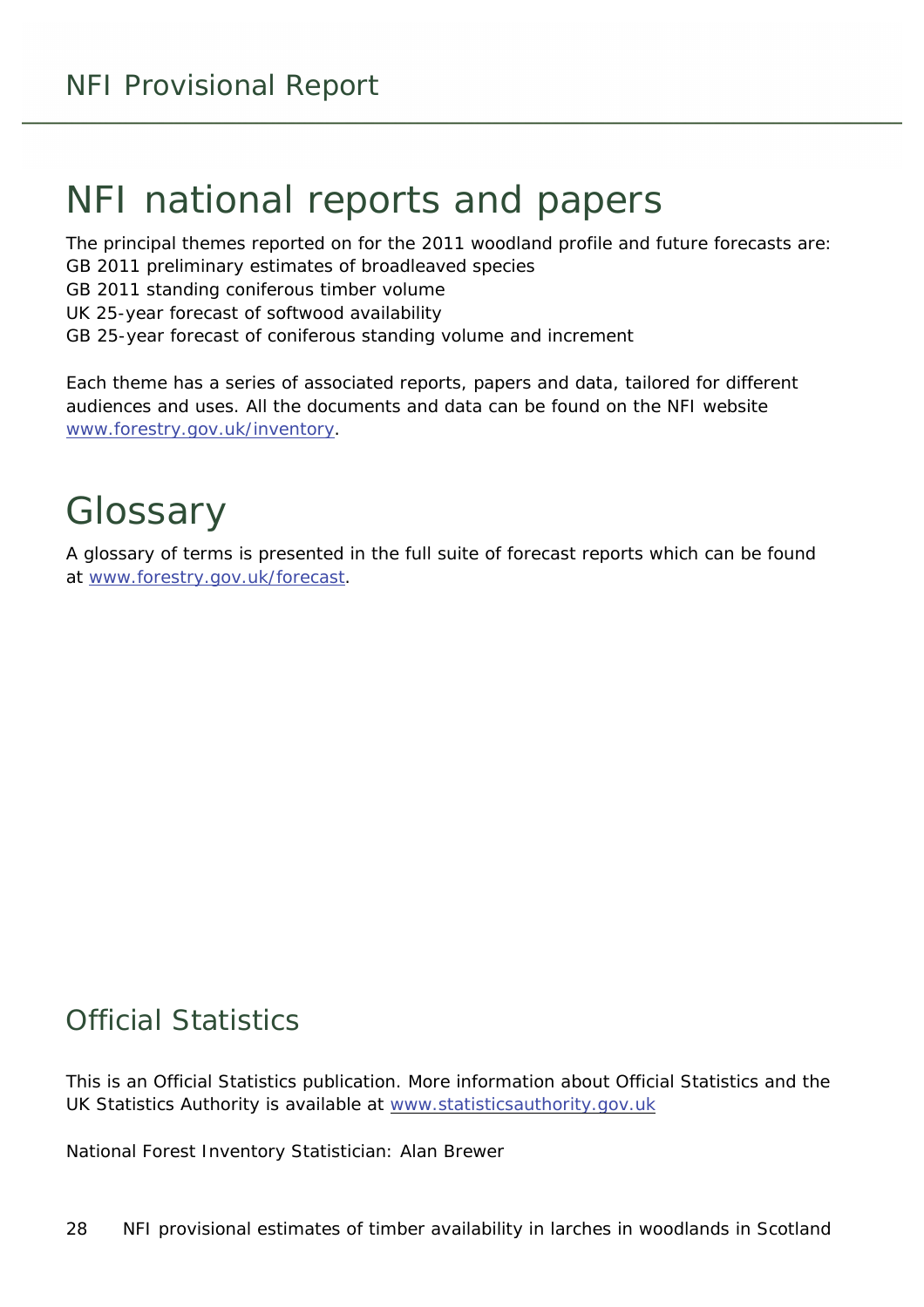# NFI national reports and papers

The principal themes reported on for the 2011 woodland profile and future forecasts are:
GB 2011 preliminary estimates of broadleaved species
GB 2011 standing coniferous timber volume
UK 25-year forecast of softwood availability
GB 25-year forecast of coniferous standing volume and increment

Each theme has a series of associated reports, papers and data, tailored for different audiences and uses. All the documents and data can be found on the NFI website www.forestry.gov.uk/inventory.

# Glossary

A glossary of terms is presented in the full suite of forecast reports which can be found at www.forestry.gov.uk/forecast.

## Official Statistics

This is an Official Statistics publication. More information about Official Statistics and the UK Statistics Authority is available at www.statisticsauthority.gov.uk

National Forest Inventory Statistician: Alan Brewer